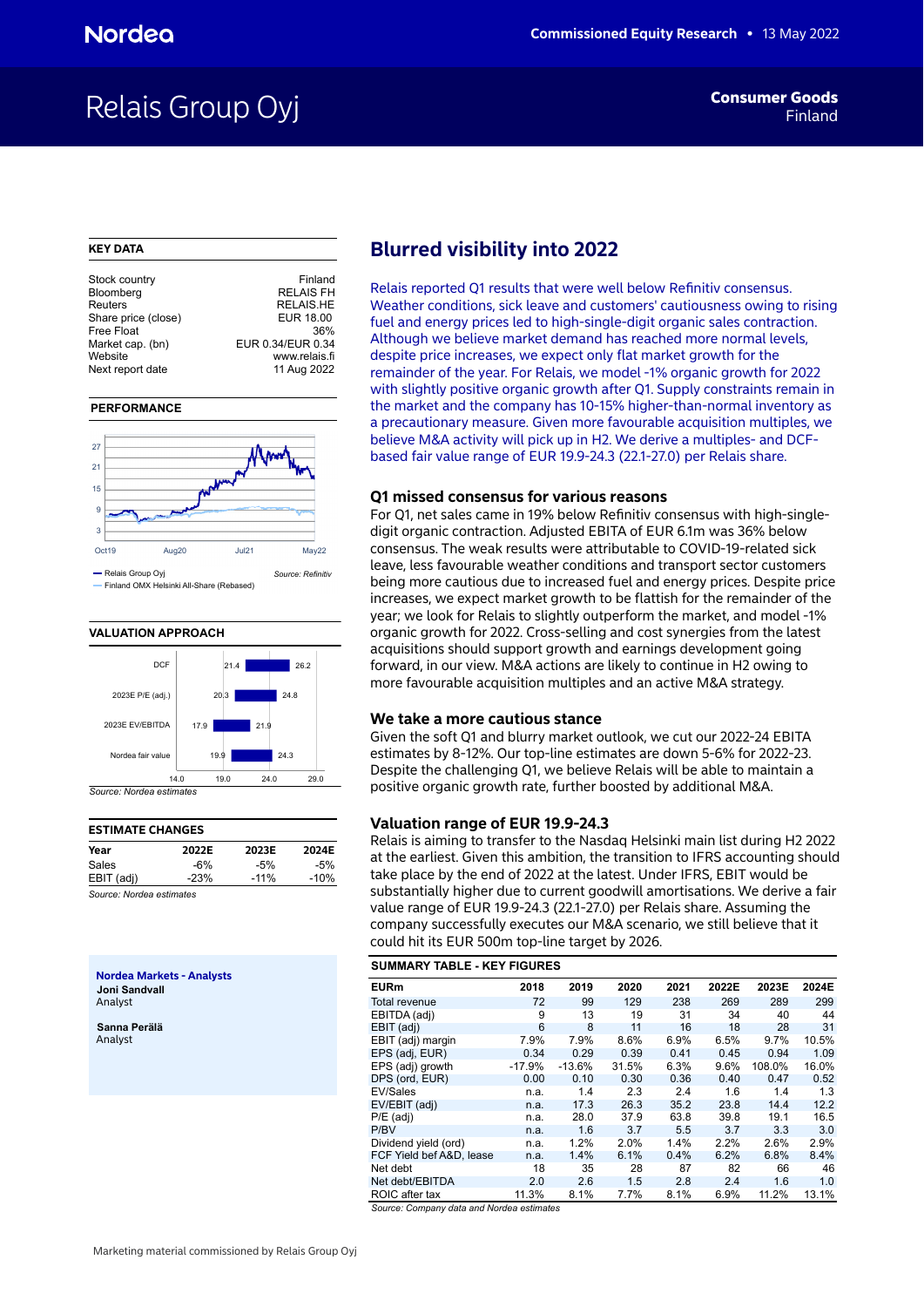# Relais Group Oyj

**Consumer Goods**
Finland

Commissioned Equity Research • 13 May 2022

## Blurred visibility into 2022

Relais reported Q1 results that were well below Refinitiv consensus. Weather conditions, sick leave and customers' cautiousness owing to rising fuel and energy prices led to high-single-digit organic sales contraction. Although we believe market demand has reached more normal levels, despite price increases, we expect only flat market growth for the remainder of the year. For Relais, we model -1% organic growth for 2022 with slightly positive organic growth after Q1. Supply constraints remain in the market and the company has 10-15% higher-than-normal inventory as a precautionary measure. Given more favourable acquisition multiples, we believe M&A activity will pick up in H2. We derive a multiples- and DCF-based fair value range of EUR 19.9-24.3 (22.1-27.0) per Relais share.

### Q1 missed consensus for various reasons

For Q1, net sales came in 19% below Refinitiv consensus with high-single-digit organic contraction. Adjusted EBITA of EUR 6.1m was 36% below consensus. The weak results were attributable to COVID-19-related sick leave, less favourable weather conditions and transport sector customers being more cautious due to increased fuel and energy prices. Despite price increases, we expect market growth to be flattish for the remainder of the year; we look for Relais to slightly outperform the market, and model -1% organic growth for 2022. Cross-selling and cost synergies from the latest acquisitions should support growth and earnings development going forward, in our view. M&A actions are likely to continue in H2 owing to more favourable acquisition multiples and an active M&A strategy.

### We take a more cautious stance

Given the soft Q1 and blurry market outlook, we cut our 2022-24 EBITA estimates by 8-12%. Our top-line estimates are down 5-6% for 2022-23. Despite the challenging Q1, we believe Relais will be able to maintain a positive organic growth rate, further boosted by additional M&A.

### Valuation range of EUR 19.9-24.3

Relais is aiming to transfer to the Nasdaq Helsinki main list during H2 2022 at the earliest. Given this ambition, the transition to IFRS accounting should take place by the end of 2022 at the latest. Under IFRS, EBIT would be substantially higher due to current goodwill amortisations. We derive a fair value range of EUR 19.9-24.3 (22.1-27.0) per Relais share. Assuming the company successfully executes our M&A scenario, we still believe that it could hit its EUR 500m top-line target by 2026.

**SUMMARY TABLE - KEY FIGURES**

| EURm | 2018 | 2019 | 2020 | 2021 | 2022E | 2023E | 2024E |
|---|---|---|---|---|---|---|---|
| Total revenue | 72 | 99 | 129 | 238 | 269 | 289 | 299 |
| EBITDA (adj) | 9 | 13 | 19 | 31 | 34 | 40 | 44 |
| EBIT (adj) | 6 | 8 | 11 | 16 | 18 | 28 | 31 |
| EBIT (adj) margin | 7.9% | 7.9% | 8.6% | 6.9% | 6.5% | 9.7% | 10.5% |
| EPS (adj, EUR) | 0.34 | 0.29 | 0.39 | 0.41 | 0.45 | 0.94 | 1.09 |
| EPS (adj) growth | -17.9% | -13.6% | 31.5% | 6.3% | 9.6% | 108.0% | 16.0% |
| DPS (ord, EUR) | 0.00 | 0.10 | 0.30 | 0.36 | 0.40 | 0.47 | 0.52 |
| EV/Sales | n.a. | 1.4 | 2.3 | 2.4 | 1.6 | 1.4 | 1.3 |
| EV/EBIT (adj) | n.a. | 17.3 | 26.3 | 35.2 | 23.8 | 14.4 | 12.2 |
| P/E (adj) | n.a. | 28.0 | 37.9 | 63.8 | 39.8 | 19.1 | 16.5 |
| P/BV | n.a. | 1.6 | 3.7 | 5.5 | 3.7 | 3.3 | 3.0 |
| Dividend yield (ord) | n.a. | 1.2% | 2.0% | 1.4% | 2.2% | 2.6% | 2.9% |
| FCF Yield bef A&D, lease | n.a. | 1.4% | 6.1% | 0.4% | 6.2% | 6.8% | 8.4% |
| Net debt | 18 | 35 | 28 | 87 | 82 | 66 | 46 |
| Net debt/EBITDA | 2.0 | 2.6 | 1.5 | 2.8 | 2.4 | 1.6 | 1.0 |
| ROIC after tax | 11.3% | 8.1% | 7.7% | 8.1% | 6.9% | 11.2% | 13.1% |

*Source: Company data and Nordea estimates*

**KEY DATA**

| | |
|---|---|
| Stock country | Finland |
| Bloomberg | RELAIS FH |
| Reuters | RELAIS.HE |
| Share price (close) | EUR 18.00 |
| Free Float | 36% |
| Market cap. (bn) | EUR 0.34/EUR 0.34 |
| Website | www.relais.fi |
| Next report date | 11 Aug 2022 |

**PERFORMANCE**

Relais Group Oyj — Finland OMX Helsinki All-Share (Rebased)

*Source: Refinitiv*

**VALUATION APPROACH**

| | Low | High |
|---|---|---|
| DCF | 21.4 | 26.2 |
| 2023E P/E (adj.) | 20.3 | 24.8 |
| 2023E EV/EBITDA | 17.9 | 21.9 |
| Nordea fair value | 19.9 | 24.3 |

*Source: Nordea estimates*

**ESTIMATE CHANGES**

| Year | 2022E | 2023E | 2024E |
|---|---|---|---|
| Sales | -6% | -5% | -5% |
| EBIT (adj) | -23% | -11% | -10% |

*Source: Nordea estimates*

**Nordea Markets - Analysts**

**Joni Sandvall**
Analyst

**Sanna Perälä**
Analyst

Marketing material commissioned by Relais Group Oyj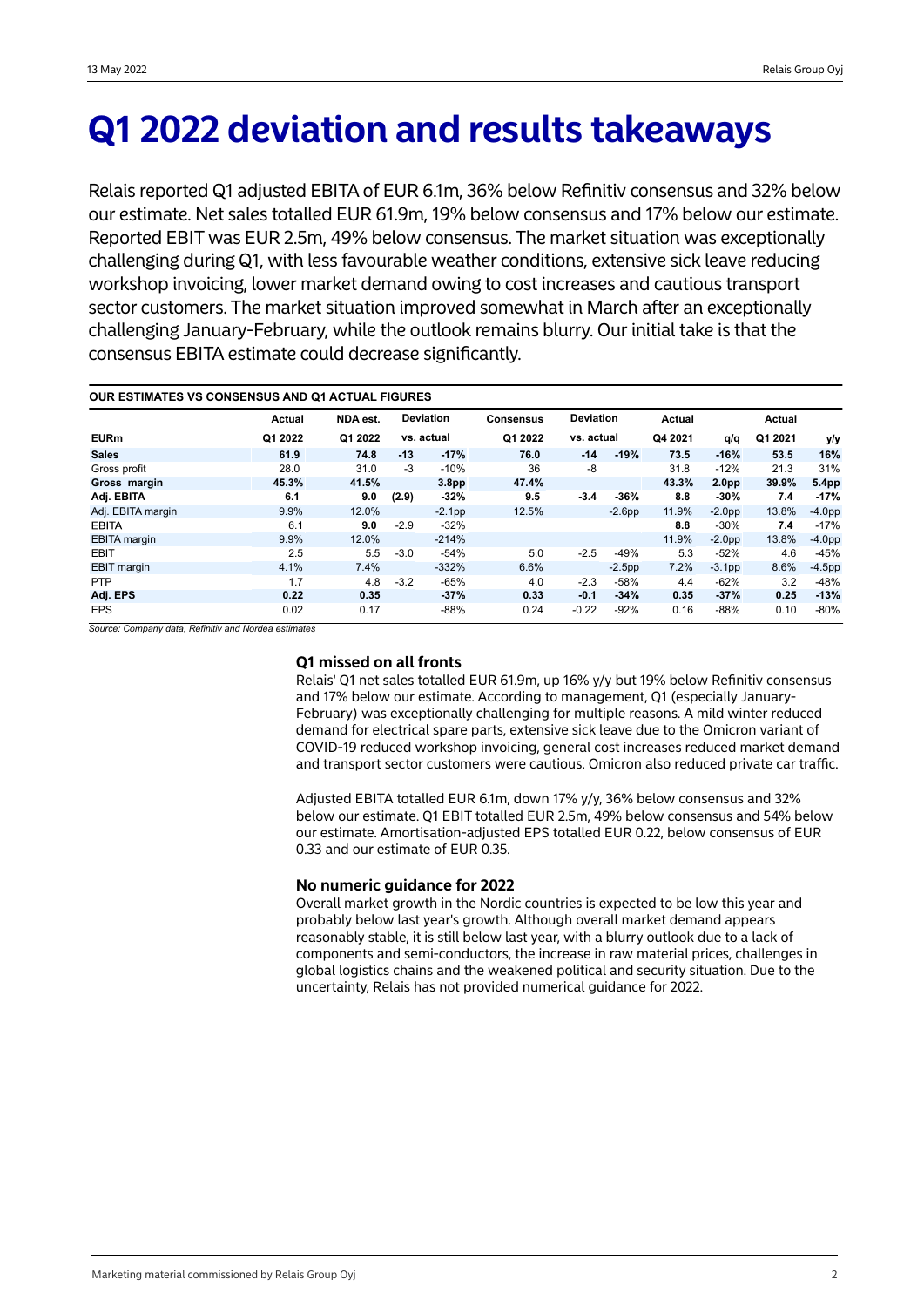# Q1 2022 deviation and results takeaways

Relais reported Q1 adjusted EBITA of EUR 6.1m, 36% below Refinitiv consensus and 32% below our estimate. Net sales totalled EUR 61.9m, 19% below consensus and 17% below our estimate. Reported EBIT was EUR 2.5m, 49% below consensus. The market situation was exceptionally challenging during Q1, with less favourable weather conditions, extensive sick leave reducing workshop invoicing, lower market demand owing to cost increases and cautious transport sector customers. The market situation improved somewhat in March after an exceptionally challenging January-February, while the outlook remains blurry. Our initial take is that the consensus EBITA estimate could decrease significantly.

**OUR ESTIMATES VS CONSENSUS AND Q1 ACTUAL FIGURES**

| | Actual | NDA est. | Deviation | | Consensus | Deviation | | Actual | | Actual | |
|---|---|---|---|---|---|---|---|---|---|---|---|
| **EURm** | **Q1 2022** | **Q1 2022** | **vs. actual** | | **Q1 2022** | **vs. actual** | | **Q4 2021** | **q/q** | **Q1 2021** | **y/y** |
| **Sales** | **61.9** | **74.8** | **-13** | **-17%** | **76.0** | **-14** | **-19%** | **73.5** | **-16%** | **53.5** | **16%** |
| Gross profit | 28.0 | 31.0 | -3 | -10% | 36 | -8 | | 31.8 | -12% | 21.3 | 31% |
| **Gross margin** | **45.3%** | **41.5%** | | **3.8pp** | **47.4%** | | | **43.3%** | **2.0pp** | **39.9%** | **5.4pp** |
| **Adj. EBITA** | **6.1** | **9.0** | **(2.9)** | **-32%** | **9.5** | **-3.4** | **-36%** | **8.8** | **-30%** | **7.4** | **-17%** |
| Adj. EBITA margin | 9.9% | 12.0% | | -2.1pp | 12.5% | | -2.6pp | 11.9% | -2.0pp | 13.8% | -4.0pp |
| EBITA | 6.1 | **9.0** | -2.9 | -32% | | | | **8.8** | -30% | **7.4** | -17% |
| EBITA margin | 9.9% | 12.0% | | -214% | | | | 11.9% | -2.0pp | 13.8% | -4.0pp |
| EBIT | 2.5 | 5.5 | -3.0 | -54% | 5.0 | -2.5 | -49% | 5.3 | -52% | 4.6 | -45% |
| EBIT margin | 4.1% | 7.4% | | -332% | 6.6% | | -2.5pp | 7.2% | -3.1pp | 8.6% | -4.5pp |
| PTP | 1.7 | 4.8 | -3.2 | -65% | 4.0 | -2.3 | -58% | 4.4 | -62% | 3.2 | -48% |
| **Adj. EPS** | **0.22** | **0.35** | | **-37%** | **0.33** | **-0.1** | **-34%** | **0.35** | **-37%** | **0.25** | **-13%** |
| EPS | 0.02 | 0.17 | | -88% | 0.24 | -0.22 | -92% | 0.16 | -88% | 0.10 | -80% |

*Source: Company data, Refinitiv and Nordea estimates*

### Q1 missed on all fronts

Relais' Q1 net sales totalled EUR 61.9m, up 16% y/y but 19% below Refinitiv consensus and 17% below our estimate. According to management, Q1 (especially January-February) was exceptionally challenging for multiple reasons. A mild winter reduced demand for electrical spare parts, extensive sick leave due to the Omicron variant of COVID-19 reduced workshop invoicing, general cost increases reduced market demand and transport sector customers were cautious. Omicron also reduced private car traffic.

Adjusted EBITA totalled EUR 6.1m, down 17% y/y, 36% below consensus and 32% below our estimate. Q1 EBIT totalled EUR 2.5m, 49% below consensus and 54% below our estimate. Amortisation-adjusted EPS totalled EUR 0.22, below consensus of EUR 0.33 and our estimate of EUR 0.35.

### No numeric guidance for 2022

Overall market growth in the Nordic countries is expected to be low this year and probably below last year's growth. Although overall market demand appears reasonably stable, it is still below last year, with a blurry outlook due to a lack of components and semi-conductors, the increase in raw material prices, challenges in global logistics chains and the weakened political and security situation. Due to the uncertainty, Relais has not provided numerical guidance for 2022.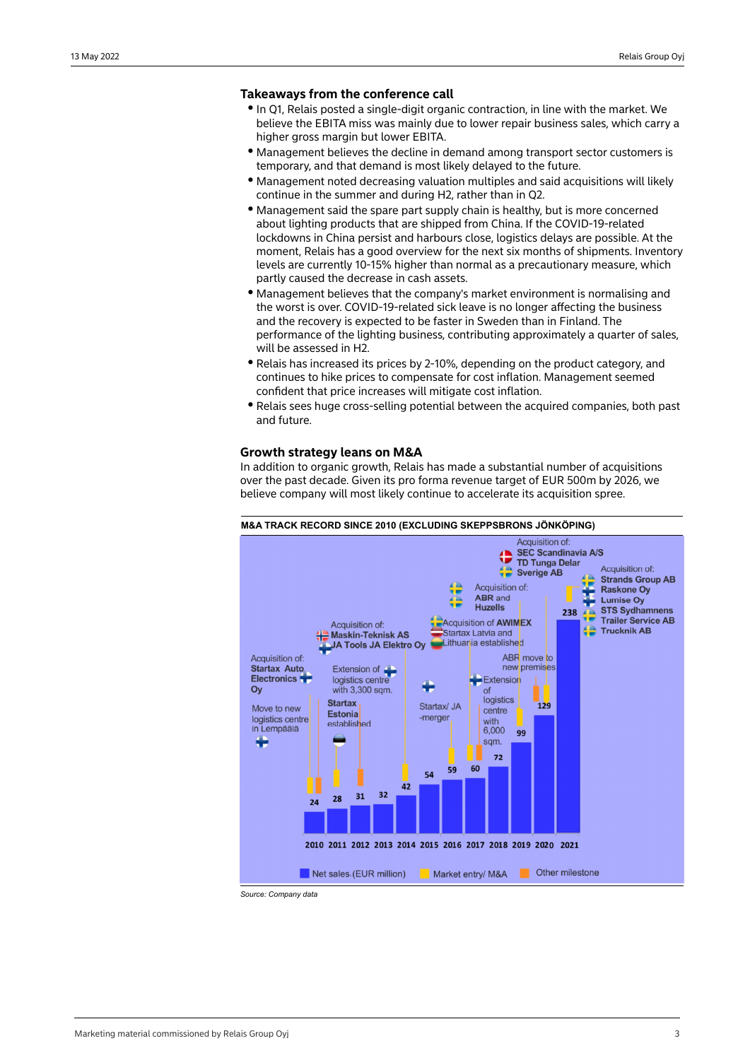## Takeaways from the conference call

- In Q1, Relais posted a single-digit organic contraction, in line with the market. We believe the EBITA miss was mainly due to lower repair business sales, which carry a higher gross margin but lower EBITA.
- Management believes the decline in demand among transport sector customers is temporary, and that demand is most likely delayed to the future.
- Management noted decreasing valuation multiples and said acquisitions will likely continue in the summer and during H2, rather than in Q2.
- Management said the spare part supply chain is healthy, but is more concerned about lighting products that are shipped from China. If the COVID-19-related lockdowns in China persist and harbours close, logistics delays are possible. At the moment, Relais has a good overview for the next six months of shipments. Inventory levels are currently 10-15% higher than normal as a precautionary measure, which partly caused the decrease in cash assets.
- Management believes that the company's market environment is normalising and the worst is over. COVID-19-related sick leave is no longer affecting the business and the recovery is expected to be faster in Sweden than in Finland. The performance of the lighting business, contributing approximately a quarter of sales, will be assessed in H2.
- Relais has increased its prices by 2-10%, depending on the product category, and continues to hike prices to compensate for cost inflation. Management seemed confident that price increases will mitigate cost inflation.
- Relais sees huge cross-selling potential between the acquired companies, both past and future.

## Growth strategy leans on M&A

In addition to organic growth, Relais has made a substantial number of acquisitions over the past decade. Given its pro forma revenue target of EUR 500m by 2026, we believe company will most likely continue to accelerate its acquisition spree.

**M&A TRACK RECORD SINCE 2010 (EXCLUDING SKEPPSBRONS JÖNKÖPING)**

| Year | Net sales (EUR million) | Market entry/ M&A and other milestones |
|---|---|---|
| 2010 | 24 | Acquisition of: Startax Auto Electronics Oy; Move to new logistics centre in Lempäälä |
| 2011 | 28 | Startax Estonia established |
| 2012 | 31 | Extension of logistics centre with 3,300 sqm. |
| 2013 | 32 | |
| 2014 | 42 | Acquisition of: Maskin-Teknisk AS, JA Tools JA Elektro Oy |
| 2015 | 54 | Startax/ JA -merger |
| 2016 | 59 | Acquisition of AWIMEX; Startax Latvia and Lithuania established |
| 2017 | 60 | Extension of logistics centre with 6,000 sqm. |
| 2018 | 72 | Acquisition of: ABR and Huzells |
| 2019 | 99 | ABR move to new premises |
| 2020 | 129 | Acquisition of: SEC Scandinavia A/S, TD Tunga Delar Sverige AB |
| 2021 | 238 | Acquisition of: Strands Group AB, Raskone Oy, Lumise Oy, STS Sydhamnens Trailer Service AB, Trucknik AB |

*Source: Company data*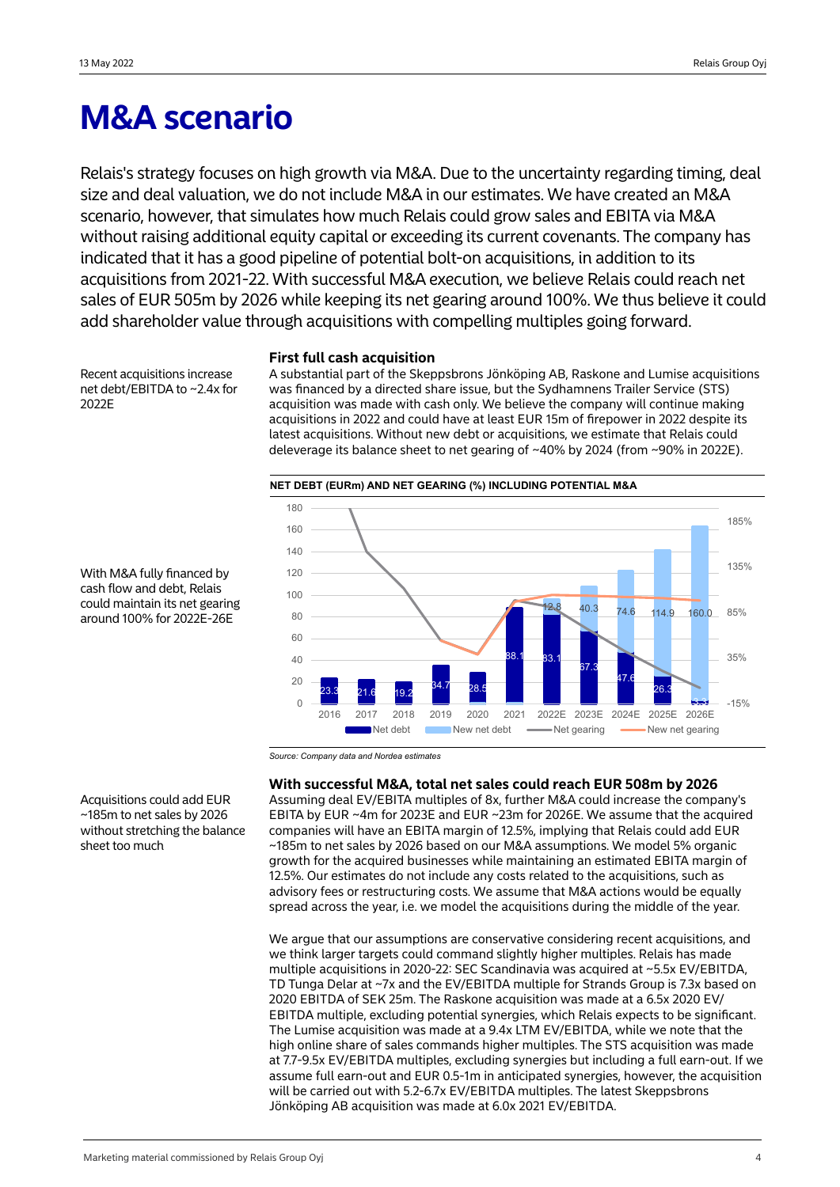# M&A scenario

Relais's strategy focuses on high growth via M&A. Due to the uncertainty regarding timing, deal size and deal valuation, we do not include M&A in our estimates. We have created an M&A scenario, however, that simulates how much Relais could grow sales and EBITA via M&A without raising additional equity capital or exceeding its current covenants. The company has indicated that it has a good pipeline of potential bolt-on acquisitions, in addition to its acquisitions from 2021-22. With successful M&A execution, we believe Relais could reach net sales of EUR 505m by 2026 while keeping its net gearing around 100%. We thus believe it could add shareholder value through acquisitions with compelling multiples going forward.

Recent acquisitions increase net debt/EBITDA to ~2.4x for 2022E

### First full cash acquisition

A substantial part of the Skeppsbrons Jönköping AB, Raskone and Lumise acquisitions was financed by a directed share issue, but the Sydhamnens Trailer Service (STS) acquisition was made with cash only. We believe the company will continue making acquisitions in 2022 and could have at least EUR 15m of firepower in 2022 despite its latest acquisitions. Without new debt or acquisitions, we estimate that Relais could deleverage its balance sheet to net gearing of ~40% by 2024 (from ~90% in 2022E).

With M&A fully financed by cash flow and debt, Relais could maintain its net gearing around 100% for 2022E-26E

**NET DEBT (EURm) AND NET GEARING (%) INCLUDING POTENTIAL M&A**

| | 2016 | 2017 | 2018 | 2019 | 2020 | 2021 | 2022E | 2023E | 2024E | 2025E | 2026E |
|---|---|---|---|---|---|---|---|---|---|---|---|
| Net debt | 23.3 | 21.6 | 19.2 | 34.7 | 28.5 | 88.1 | 83.1 | 67.3 | 47.6 | 26.3 | |
| New net debt | | | | | | | 12.8 | 40.3 | 74.6 | 114.9 | 160.0 |

Source: Company data and Nordea estimates

Acquisitions could add EUR ~185m to net sales by 2026 without stretching the balance sheet too much

### With successful M&A, total net sales could reach EUR 508m by 2026

Assuming deal EV/EBITA multiples of 8x, further M&A could increase the company's EBITA by EUR ~4m for 2023E and EUR ~23m for 2026E. We assume that the acquired companies will have an EBITA margin of 12.5%, implying that Relais could add EUR ~185m to net sales by 2026 based on our M&A assumptions. We model 5% organic growth for the acquired businesses while maintaining an estimated EBITA margin of 12.5%. Our estimates do not include any costs related to the acquisitions, such as advisory fees or restructuring costs. We assume that M&A actions would be equally spread across the year, i.e. we model the acquisitions during the middle of the year.

We argue that our assumptions are conservative considering recent acquisitions, and we think larger targets could command slightly higher multiples. Relais has made multiple acquisitions in 2020-22: SEC Scandinavia was acquired at ~5.5x EV/EBITDA, TD Tunga Delar at ~7x and the EV/EBITDA multiple for Strands Group is 7.3x based on 2020 EBITDA of SEK 25m. The Raskone acquisition was made at a 6.5x 2020 EV/EBITDA multiple, excluding potential synergies, which Relais expects to be significant. The Lumise acquisition was made at a 9.4x LTM EV/EBITDA, while we note that the high online share of sales commands higher multiples. The STS acquisition was made at 7.7-9.5x EV/EBITDA multiples, excluding synergies but including a full earn-out. If we assume full earn-out and EUR 0.5-1m in anticipated synergies, however, the acquisition will be carried out with 5.2-6.7x EV/EBITDA multiples. The latest Skeppsbrons Jönköping AB acquisition was made at 6.0x 2021 EV/EBITDA.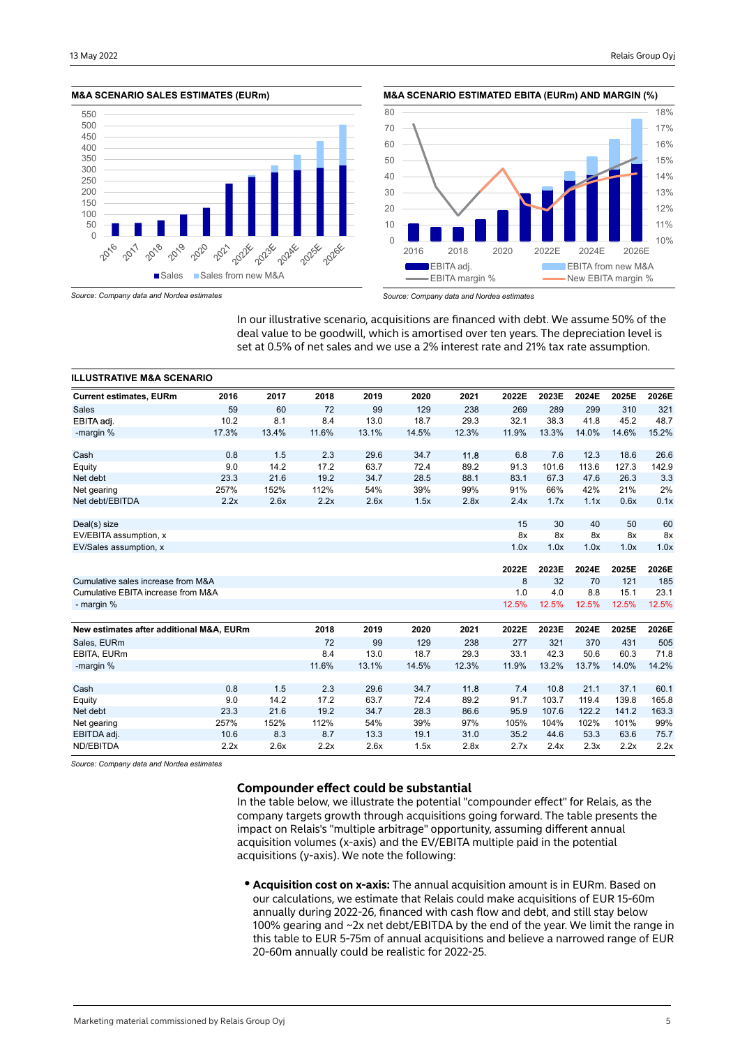**M&A SCENARIO SALES ESTIMATES (EURm)**

Source: Company data and Nordea estimates

**M&A SCENARIO ESTIMATED EBITA (EURm) AND MARGIN (%)**

Source: Company data and Nordea estimates

In our illustrative scenario, acquisitions are financed with debt. We assume 50% of the deal value to be goodwill, which is amortised over ten years. The depreciation level is set at 0.5% of net sales and we use a 2% interest rate and 21% tax rate assumption.

**ILLUSTRATIVE M&A SCENARIO**

| Current estimates, EURm | 2016 | 2017 | 2018 | 2019 | 2020 | 2021 | 2022E | 2023E | 2024E | 2025E | 2026E |
|---|---|---|---|---|---|---|---|---|---|---|---|
| Sales | 59 | 60 | 72 | 99 | 129 | 238 | 269 | 289 | 299 | 310 | 321 |
| EBITA adj. | 10.2 | 8.1 | 8.4 | 13.0 | 18.7 | 29.3 | 32.1 | 38.3 | 41.8 | 45.2 | 48.7 |
| -margin % | 17.3% | 13.4% | 11.6% | 13.1% | 14.5% | 12.3% | 11.9% | 13.3% | 14.0% | 14.6% | 15.2% |
| | | | | | | | | | | | |
| Cash | 0.8 | 1.5 | 2.3 | 29.6 | 34.7 | 11.8 | 6.8 | 7.6 | 12.3 | 18.6 | 26.6 |
| Equity | 9.0 | 14.2 | 17.2 | 63.7 | 72.4 | 89.2 | 91.3 | 101.6 | 113.6 | 127.3 | 142.9 |
| Net debt | 23.3 | 21.6 | 19.2 | 34.7 | 28.5 | 88.1 | 83.1 | 67.3 | 47.6 | 26.3 | 3.3 |
| Net gearing | 257% | 152% | 112% | 54% | 39% | 99% | 91% | 66% | 42% | 21% | 2% |
| Net debt/EBITDA | 2.2x | 2.6x | 2.2x | 2.6x | 1.5x | 2.8x | 2.4x | 1.7x | 1.1x | 0.6x | 0.1x |
| | | | | | | | | | | | |
| Deal(s) size | | | | | | | 15 | 30 | 40 | 50 | 60 |
| EV/EBITA assumption, x | | | | | | | 8x | 8x | 8x | 8x | 8x |
| EV/Sales assumption, x | | | | | | | 1.0x | 1.0x | 1.0x | 1.0x | 1.0x |
| | | | | | | | | | | | |
| | | | | | | | 2022E | 2023E | 2024E | 2025E | 2026E |
| Cumulative sales increase from M&A | | | | | | | 8 | 32 | 70 | 121 | 185 |
| Cumulative EBITA increase from M&A | | | | | | | 1.0 | 4.0 | 8.8 | 15.1 | 23.1 |
| - margin % | | | | | | | 12.5% | 12.5% | 12.5% | 12.5% | 12.5% |

| New estimates after additional M&A, EURm | | | 2018 | 2019 | 2020 | 2021 | 2022E | 2023E | 2024E | 2025E | 2026E |
|---|---|---|---|---|---|---|---|---|---|---|---|
| Sales, EURm | | | 72 | 99 | 129 | 238 | 277 | 321 | 370 | 431 | 505 |
| EBITA, EURm | | | 8.4 | 13.0 | 18.7 | 29.3 | 33.1 | 42.3 | 50.6 | 60.3 | 71.8 |
| -margin % | | | 11.6% | 13.1% | 14.5% | 12.3% | 11.9% | 13.2% | 13.7% | 14.0% | 14.2% |
| | | | | | | | | | | | |
| Cash | 0.8 | 1.5 | 2.3 | 29.6 | 34.7 | 11.8 | 7.4 | 10.8 | 21.1 | 37.1 | 60.1 |
| Equity | 9.0 | 14.2 | 17.2 | 63.7 | 72.4 | 89.2 | 91.7 | 103.7 | 119.4 | 139.8 | 165.8 |
| Net debt | 23.3 | 21.6 | 19.2 | 34.7 | 28.3 | 86.6 | 95.9 | 107.6 | 122.2 | 141.2 | 163.3 |
| Net gearing | 257% | 152% | 112% | 54% | 39% | 97% | 105% | 104% | 102% | 101% | 99% |
| EBITDA adj. | 10.6 | 8.3 | 8.7 | 13.3 | 19.1 | 31.0 | 35.2 | 44.6 | 53.3 | 63.6 | 75.7 |
| ND/EBITDA | 2.2x | 2.6x | 2.2x | 2.6x | 1.5x | 2.8x | 2.7x | 2.4x | 2.3x | 2.2x | 2.2x |

Source: Company data and Nordea estimates

## Compounder effect could be substantial

In the table below, we illustrate the potential "compounder effect" for Relais, as the company targets growth through acquisitions going forward. The table presents the impact on Relais's "multiple arbitrage" opportunity, assuming different annual acquisition volumes (x-axis) and the EV/EBITA multiple paid in the potential acquisitions (y-axis). We note the following:

- **Acquisition cost on x-axis:** The annual acquisition amount is in EURm. Based on our calculations, we estimate that Relais could make acquisitions of EUR 15-60m annually during 2022-26, financed with cash flow and debt, and still stay below 100% gearing and ~2x net debt/EBITDA by the end of the year. We limit the range in this table to EUR 5-75m of annual acquisitions and believe a narrowed range of EUR 20-60m annually could be realistic for 2022-25.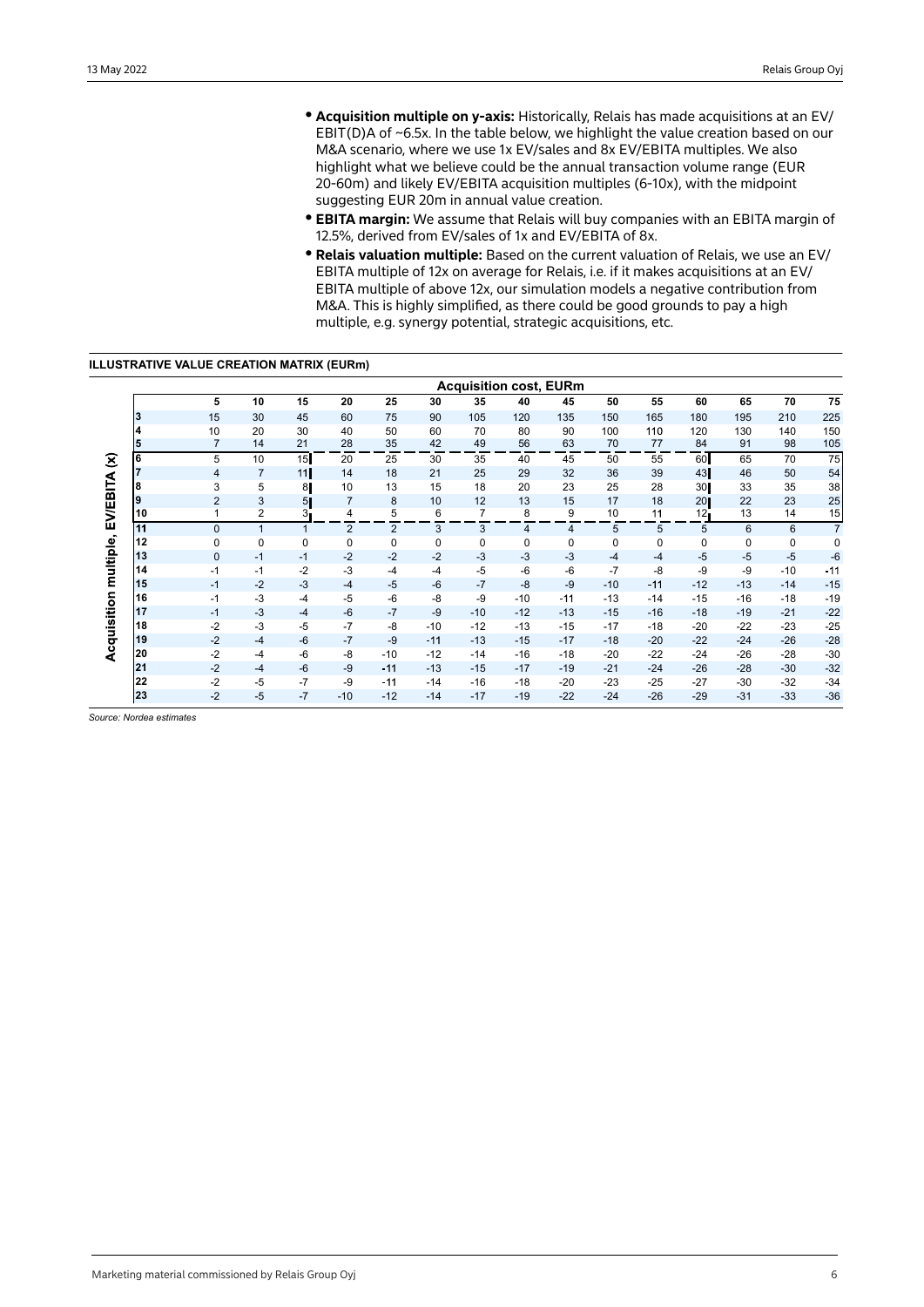- **Acquisition multiple on y-axis:** Historically, Relais has made acquisitions at an EV/ EBIT(D)A of ~6.5x. In the table below, we highlight the value creation based on our M&A scenario, where we use 1x EV/sales and 8x EV/EBITA multiples. We also highlight what we believe could be the annual transaction volume range (EUR 20-60m) and likely EV/EBITA acquisition multiples (6-10x), with the midpoint suggesting EUR 20m in annual value creation.
- **EBITA margin:** We assume that Relais will buy companies with an EBITA margin of 12.5%, derived from EV/sales of 1x and EV/EBITA of 8x.
- **Relais valuation multiple:** Based on the current valuation of Relais, we use an EV/ EBITA multiple of 12x on average for Relais, i.e. if it makes acquisitions at an EV/ EBITA multiple of above 12x, our simulation models a negative contribution from M&A. This is highly simplified, as there could be good grounds to pay a high multiple, e.g. synergy potential, strategic acquisitions, etc.

**ILLUSTRATIVE VALUE CREATION MATRIX (EURm)**

| Acquisition multiple, EV/EBITA (x) | Acquisition cost, EURm | | | | | | | | | | | | | | |
|---|---|---|---|---|---|---|---|---|---|---|---|---|---|---|---|
| | 5 | 10 | 15 | 20 | 25 | 30 | 35 | 40 | 45 | 50 | 55 | 60 | 65 | 70 | 75 |
| 3 | 15 | 30 | 45 | 60 | 75 | 90 | 105 | 120 | 135 | 150 | 165 | 180 | 195 | 210 | 225 |
| 4 | 10 | 20 | 30 | 40 | 50 | 60 | 70 | 80 | 90 | 100 | 110 | 120 | 130 | 140 | 150 |
| 5 | 7 | 14 | 21 | 28 | 35 | 42 | 49 | 56 | 63 | 70 | 77 | 84 | 91 | 98 | 105 |
| 6 | 5 | 10 | 15 | 20 | 25 | 30 | 35 | 40 | 45 | 50 | 55 | 60 | 65 | 70 | 75 |
| 7 | 4 | 7 | 11 | 14 | 18 | 21 | 25 | 29 | 32 | 36 | 39 | 43 | 46 | 50 | 54 |
| 8 | 3 | 5 | 8 | 10 | 13 | 15 | 18 | 20 | 23 | 25 | 28 | 30 | 33 | 35 | 38 |
| 9 | 2 | 3 | 5 | 7 | 8 | 10 | 12 | 13 | 15 | 17 | 18 | 20 | 22 | 23 | 25 |
| 10 | 1 | 2 | 3 | 4 | 5 | 6 | 7 | 8 | 9 | 10 | 11 | 12 | 13 | 14 | 15 |
| 11 | 0 | 1 | 1 | 2 | 2 | 3 | 3 | 4 | 4 | 5 | 5 | 5 | 6 | 6 | 7 |
| 12 | 0 | 0 | 0 | 0 | 0 | 0 | 0 | 0 | 0 | 0 | 0 | 0 | 0 | 0 | 0 |
| 13 | 0 | -1 | -1 | -2 | -2 | -2 | -3 | -3 | -3 | -4 | -4 | -5 | -5 | -5 | -6 |
| 14 | -1 | -1 | -2 | -3 | -4 | -4 | -5 | -6 | -6 | -7 | -8 | -9 | -9 | -10 | -11 |
| 15 | -1 | -2 | -3 | -4 | -5 | -6 | -7 | -8 | -9 | -10 | -11 | -12 | -13 | -14 | -15 |
| 16 | -1 | -3 | -4 | -5 | -6 | -8 | -9 | -10 | -11 | -13 | -14 | -15 | -16 | -18 | -19 |
| 17 | -1 | -3 | -4 | -6 | -7 | -9 | -10 | -12 | -13 | -15 | -16 | -18 | -19 | -21 | -22 |
| 18 | -2 | -3 | -5 | -7 | -8 | -10 | -12 | -13 | -15 | -17 | -18 | -20 | -22 | -23 | -25 |
| 19 | -2 | -4 | -6 | -7 | -9 | -11 | -13 | -15 | -17 | -18 | -20 | -22 | -24 | -26 | -28 |
| 20 | -2 | -4 | -6 | -8 | -10 | -12 | -14 | -16 | -18 | -20 | -22 | -24 | -26 | -28 | -30 |
| 21 | -2 | -4 | -6 | -9 | -11 | -13 | -15 | -17 | -19 | -21 | -24 | -26 | -28 | -30 | -32 |
| 22 | -2 | -5 | -7 | -9 | -11 | -14 | -16 | -18 | -20 | -23 | -25 | -27 | -30 | -32 | -34 |
| 23 | -2 | -5 | -7 | -10 | -12 | -14 | -17 | -19 | -22 | -24 | -26 | -29 | -31 | -33 | -36 |

*Source: Nordea estimates*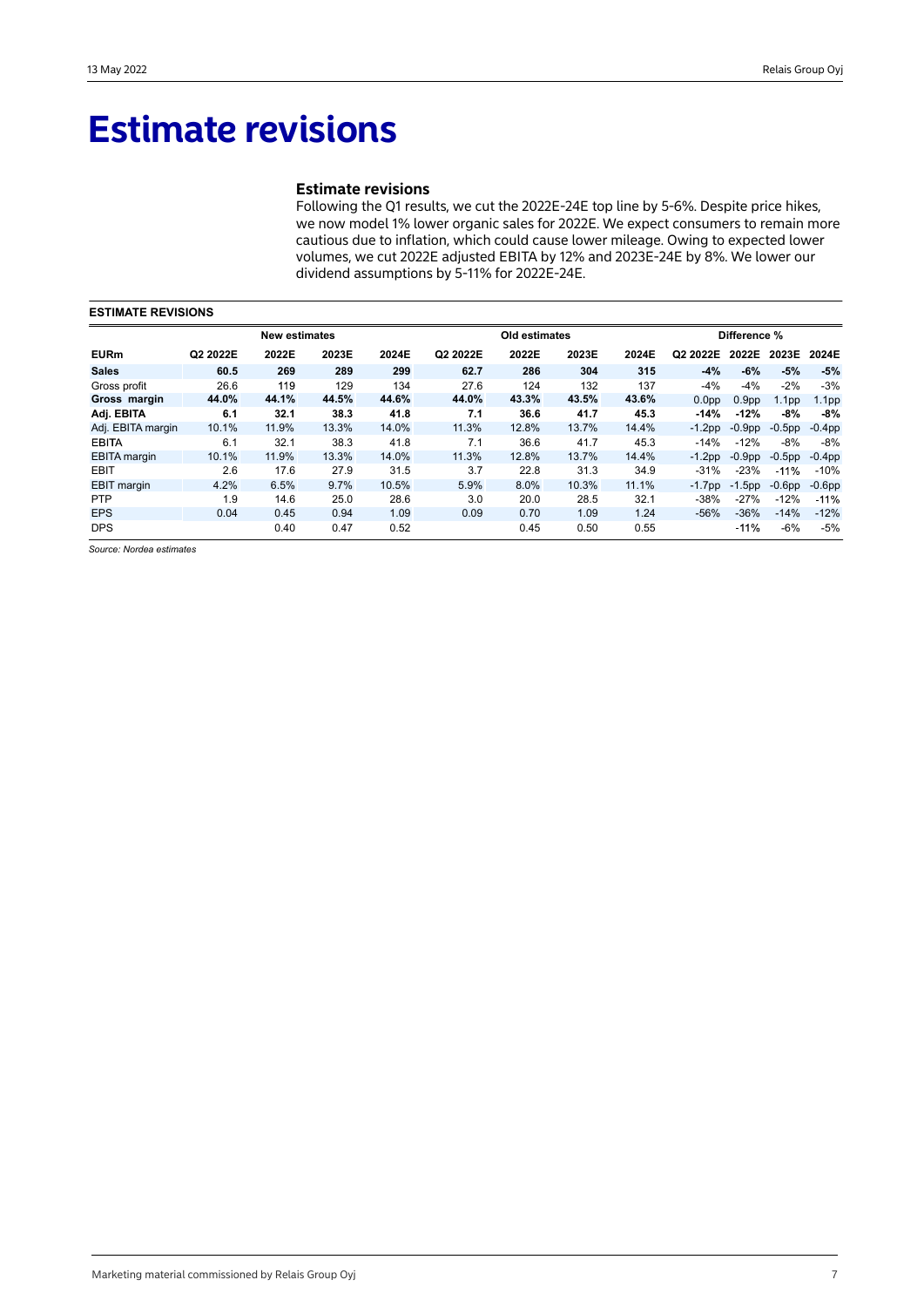# Estimate revisions

### Estimate revisions

Following the Q1 results, we cut the 2022E-24E top line by 5-6%. Despite price hikes, we now model 1% lower organic sales for 2022E. We expect consumers to remain more cautious due to inflation, which could cause lower mileage. Owing to expected lower volumes, we cut 2022E adjusted EBITA by 12% and 2023E-24E by 8%. We lower our dividend assumptions by 5-11% for 2022E-24E.

**ESTIMATE REVISIONS**

| | New estimates | | | | Old estimates | | | | Difference % | | | |
|---|---|---|---|---|---|---|---|---|---|---|---|---|
| **EURm** | **Q2 2022E** | **2022E** | **2023E** | **2024E** | **Q2 2022E** | **2022E** | **2023E** | **2024E** | **Q2 2022E** | **2022E** | **2023E** | **2024E** |
| **Sales** | **60.5** | **269** | **289** | **299** | **62.7** | **286** | **304** | **315** | **-4%** | **-6%** | **-5%** | **-5%** |
| Gross profit | 26.6 | 119 | 129 | 134 | 27.6 | 124 | 132 | 137 | -4% | -4% | -2% | -3% |
| **Gross margin** | **44.0%** | **44.1%** | **44.5%** | **44.6%** | **44.0%** | **43.3%** | **43.5%** | **43.6%** | 0.0pp | 0.9pp | 1.1pp | 1.1pp |
| **Adj. EBITA** | **6.1** | **32.1** | **38.3** | **41.8** | **7.1** | **36.6** | **41.7** | **45.3** | **-14%** | **-12%** | **-8%** | **-8%** |
| Adj. EBITA margin | 10.1% | 11.9% | 13.3% | 14.0% | 11.3% | 12.8% | 13.7% | 14.4% | -1.2pp | -0.9pp | -0.5pp | -0.4pp |
| EBITA | 6.1 | 32.1 | 38.3 | 41.8 | 7.1 | 36.6 | 41.7 | 45.3 | -14% | -12% | -8% | -8% |
| EBITA margin | 10.1% | 11.9% | 13.3% | 14.0% | 11.3% | 12.8% | 13.7% | 14.4% | -1.2pp | -0.9pp | -0.5pp | -0.4pp |
| EBIT | 2.6 | 17.6 | 27.9 | 31.5 | 3.7 | 22.8 | 31.3 | 34.9 | -31% | -23% | -11% | -10% |
| EBIT margin | 4.2% | 6.5% | 9.7% | 10.5% | 5.9% | 8.0% | 10.3% | 11.1% | -1.7pp | -1.5pp | -0.6pp | -0.6pp |
| PTP | 1.9 | 14.6 | 25.0 | 28.6 | 3.0 | 20.0 | 28.5 | 32.1 | -38% | -27% | -12% | -11% |
| EPS | 0.04 | 0.45 | 0.94 | 1.09 | 0.09 | 0.70 | 1.09 | 1.24 | -56% | -36% | -14% | -12% |
| DPS | | 0.40 | 0.47 | 0.52 | | 0.45 | 0.50 | 0.55 | | -11% | -6% | -5% |

*Source: Nordea estimates*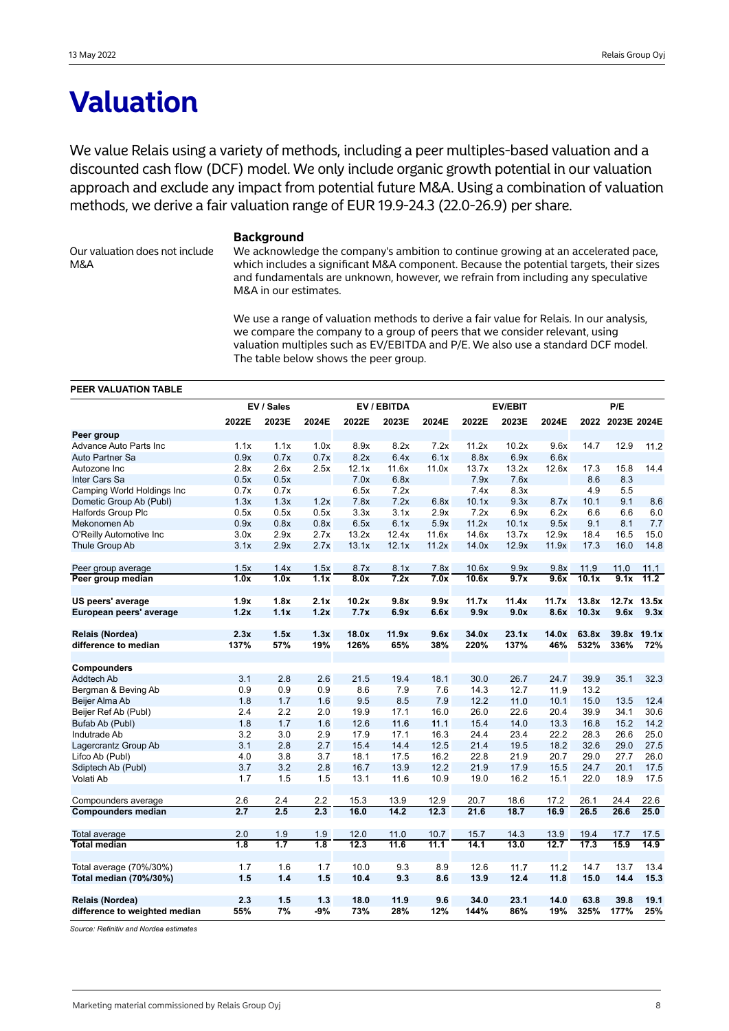# Valuation

We value Relais using a variety of methods, including a peer multiples-based valuation and a discounted cash flow (DCF) model. We only include organic growth potential in our valuation approach and exclude any impact from potential future M&A. Using a combination of valuation methods, we derive a fair valuation range of EUR 19.9-24.3 (22.0-26.9) per share.

### Background

Our valuation does not include M&A

We acknowledge the company's ambition to continue growing at an accelerated pace, which includes a significant M&A component. Because the potential targets, their sizes and fundamentals are unknown, however, we refrain from including any speculative M&A in our estimates.

We use a range of valuation methods to derive a fair value for Relais. In our analysis, we compare the company to a group of peers that we consider relevant, using valuation multiples such as EV/EBITDA and P/E. We also use a standard DCF model. The table below shows the peer group.

**PEER VALUATION TABLE**

| | EV / Sales | | | EV / EBITDA | | | EV/EBIT | | | P/E | | |
|---|---|---|---|---|---|---|---|---|---|---|---|---|
| | 2022E | 2023E | 2024E | 2022E | 2023E | 2024E | 2022E | 2023E | 2024E | 2022 | 2023E | 2024E |
| **Peer group** | | | | | | | | | | | | |
| Advance Auto Parts Inc | 1.1x | 1.1x | 1.0x | 8.9x | 8.2x | 7.2x | 11.2x | 10.2x | 9.6x | 14.7 | 12.9 | 11.2 |
| Auto Partner Sa | 0.9x | 0.7x | 0.7x | 8.2x | 6.4x | 6.1x | 8.8x | 6.9x | 6.6x | | | |
| Autozone Inc | 2.8x | 2.6x | 2.5x | 12.1x | 11.6x | 11.0x | 13.7x | 13.2x | 12.6x | 17.3 | 15.8 | 14.4 |
| Inter Cars Sa | 0.5x | 0.5x | | 7.0x | 6.8x | | 7.9x | 7.6x | | 8.6 | 8.3 | |
| Camping World Holdings Inc | 0.7x | 0.7x | | 6.5x | 7.2x | | 7.4x | 8.3x | | 4.9 | 5.5 | |
| Dometic Group Ab (Publ) | 1.3x | 1.3x | 1.2x | 7.8x | 7.2x | 6.8x | 10.1x | 9.3x | 8.7x | 10.1 | 9.1 | 8.6 |
| Halfords Group Plc | 0.5x | 0.5x | 0.5x | 3.3x | 3.1x | 2.9x | 7.2x | 6.9x | 6.2x | 6.6 | 6.6 | 6.0 |
| Mekonomen Ab | 0.9x | 0.8x | 0.8x | 6.5x | 6.5x | 5.9x | 11.2x | 10.1x | 9.5x | 9.1 | 8.1 | 7.7 |
| O'Reilly Automotive Inc | 3.0x | 2.9x | 2.7x | 13.2x | 12.4x | 11.6x | 14.6x | 13.7x | 12.9x | 18.4 | 16.5 | 15.0 |
| Thule Group Ab | 3.1x | 2.9x | 2.7x | 13.1x | 12.1x | 11.2x | 14.0x | 12.9x | 11.9x | 17.3 | 16.0 | 14.8 |
| Peer group average | 1.5x | 1.4x | 1.5x | 8.7x | 8.1x | 7.8x | 10.6x | 9.9x | 9.8x | 11.9 | 11.0 | 11.1 |
| **Peer group median** | **1.0x** | **1.0x** | **1.1x** | **8.0x** | **7.2x** | **7.0x** | **10.6x** | **9.7x** | **9.6x** | **10.1x** | **9.1x** | **11.2** |
| **US peers' average** | **1.9x** | **1.8x** | **2.1x** | **10.2x** | **9.8x** | **9.9x** | **11.7x** | **11.4x** | **11.7x** | **13.8x** | **12.7x** | **13.5x** |
| **European peers' average** | **1.2x** | **1.1x** | **1.2x** | **7.7x** | **6.9x** | **6.6x** | **9.9x** | **9.0x** | **8.6x** | **10.3x** | **9.6x** | **9.3x** |
| **Relais (Nordea)** | **2.3x** | **1.5x** | **1.3x** | **18.0x** | **11.9x** | **9.6x** | **34.0x** | **23.1x** | **14.0x** | **63.8x** | **39.8x** | **19.1x** |
| **difference to median** | **137%** | **57%** | **19%** | **126%** | **65%** | **38%** | **220%** | **137%** | **46%** | **532%** | **336%** | **72%** |
| **Compounders** | | | | | | | | | | | | |
| Addtech Ab | 3.1 | 2.8 | 2.6 | 21.5 | 19.4 | 18.1 | 30.0 | 26.7 | 24.7 | 39.9 | 35.1 | 32.3 |
| Bergman & Beving Ab | 0.9 | 0.9 | 0.9 | 8.6 | 7.9 | 7.6 | 14.3 | 12.7 | 11.9 | 13.2 | | |
| Beijer Alma Ab | 1.8 | 1.7 | 1.6 | 9.5 | 8.5 | 7.9 | 12.2 | 11.0 | 10.1 | 15.0 | 13.5 | 12.4 |
| Beijer Ref Ab (Publ) | 2.4 | 2.2 | 2.0 | 19.9 | 17.1 | 16.0 | 26.0 | 22.6 | 20.4 | 39.9 | 34.1 | 30.6 |
| Bufab Ab (Publ) | 1.8 | 1.7 | 1.6 | 12.6 | 11.6 | 11.1 | 15.4 | 14.0 | 13.3 | 16.8 | 15.2 | 14.2 |
| Indutrade Ab | 3.2 | 3.0 | 2.9 | 17.9 | 17.1 | 16.3 | 24.4 | 23.4 | 22.2 | 28.3 | 26.6 | 25.0 |
| Lagercrantz Group Ab | 3.1 | 2.8 | 2.7 | 15.4 | 14.4 | 12.5 | 21.4 | 19.5 | 18.2 | 32.6 | 29.0 | 27.5 |
| Lifco Ab (Publ) | 4.0 | 3.8 | 3.7 | 18.1 | 17.5 | 16.2 | 22.8 | 21.9 | 20.7 | 29.0 | 27.7 | 26.0 |
| Sdiptech Ab (Publ) | 3.7 | 3.2 | 2.8 | 16.7 | 13.9 | 12.2 | 21.9 | 17.9 | 15.5 | 24.7 | 20.1 | 17.5 |
| Volati Ab | 1.7 | 1.5 | 1.5 | 13.1 | 11.6 | 10.9 | 19.0 | 16.2 | 15.1 | 22.0 | 18.9 | 17.5 |
| Compounders average | 2.6 | 2.4 | 2.2 | 15.3 | 13.9 | 12.9 | 20.7 | 18.6 | 17.2 | 26.1 | 24.4 | 22.6 |
| **Compounders median** | **2.7** | **2.5** | **2.3** | **16.0** | **14.2** | **12.3** | **21.6** | **18.7** | **16.9** | **26.5** | **26.6** | **25.0** |
| Total average | 2.0 | 1.9 | 1.9 | 12.0 | 11.0 | 10.7 | 15.7 | 14.3 | 13.9 | 19.4 | 17.7 | 17.5 |
| **Total median** | **1.8** | **1.7** | **1.8** | **12.3** | **11.6** | **11.1** | **14.1** | **13.0** | **12.7** | **17.3** | **15.9** | **14.9** |
| Total average (70%/30%) | 1.7 | 1.6 | 1.7 | 10.0 | 9.3 | 8.9 | 12.6 | 11.7 | 11.2 | 14.7 | 13.7 | 13.4 |
| **Total median (70%/30%)** | **1.5** | **1.4** | **1.5** | **10.4** | **9.3** | **8.6** | **13.9** | **12.4** | **11.8** | **15.0** | **14.4** | **15.3** |
| **Relais (Nordea)** | **2.3** | **1.5** | **1.3** | **18.0** | **11.9** | **9.6** | **34.0** | **23.1** | **14.0** | **63.8** | **39.8** | **19.1** |
| **difference to weighted median** | **55%** | **7%** | **-9%** | **73%** | **28%** | **12%** | **144%** | **86%** | **19%** | **325%** | **177%** | **25%** |

*Source: Refinitiv and Nordea estimates*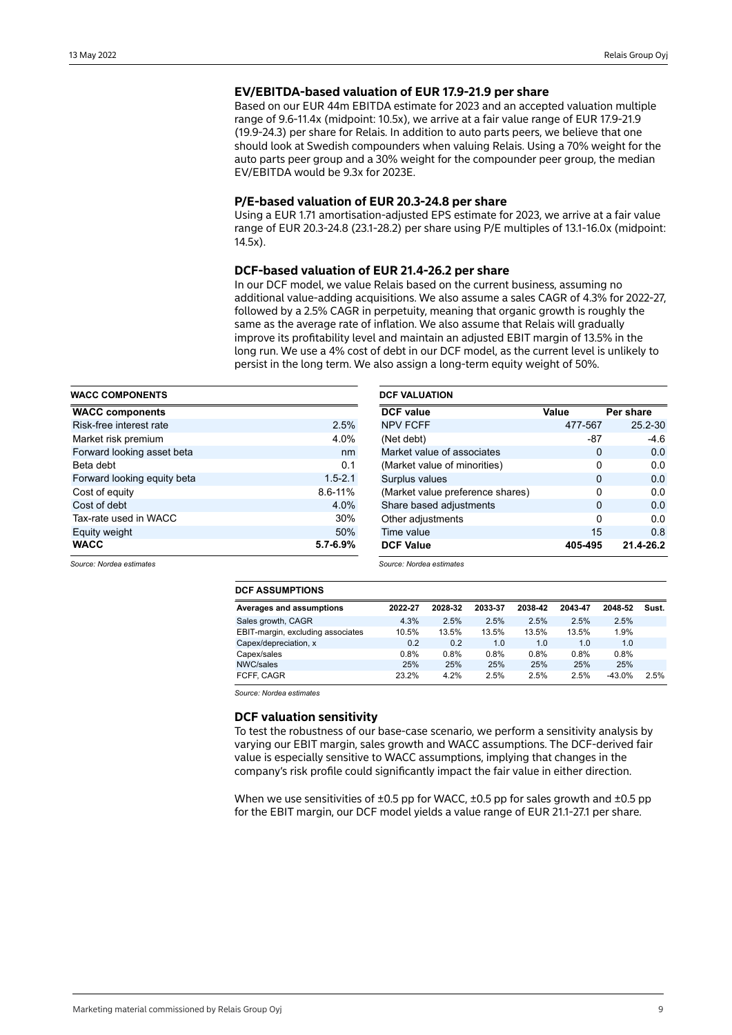### EV/EBITDA-based valuation of EUR 17.9-21.9 per share

Based on our EUR 44m EBITDA estimate for 2023 and an accepted valuation multiple range of 9.6-11.4x (midpoint: 10.5x), we arrive at a fair value range of EUR 17.9-21.9 (19.9-24.3) per share for Relais. In addition to auto parts peers, we believe that one should look at Swedish compounders when valuing Relais. Using a 70% weight for the auto parts peer group and a 30% weight for the compounder peer group, the median EV/EBITDA would be 9.3x for 2023E.

### P/E-based valuation of EUR 20.3-24.8 per share

Using a EUR 1.71 amortisation-adjusted EPS estimate for 2023, we arrive at a fair value range of EUR 20.3-24.8 (23.1-28.2) per share using P/E multiples of 13.1-16.0x (midpoint: 14.5x).

### DCF-based valuation of EUR 21.4-26.2 per share

In our DCF model, we value Relais based on the current business, assuming no additional value-adding acquisitions. We also assume a sales CAGR of 4.3% for 2022-27, followed by a 2.5% CAGR in perpetuity, meaning that organic growth is roughly the same as the average rate of inflation. We also assume that Relais will gradually improve its profitability level and maintain an adjusted EBIT margin of 13.5% in the long run. We use a 4% cost of debt in our DCF model, as the current level is unlikely to persist in the long term. We also assign a long-term equity weight of 50%.

**WACC COMPONENTS**

| WACC components | |
|---|---|
| Risk-free interest rate | 2.5% |
| Market risk premium | 4.0% |
| Forward looking asset beta | nm |
| Beta debt | 0.1 |
| Forward looking equity beta | 1.5-2.1 |
| Cost of equity | 8.6-11% |
| Cost of debt | 4.0% |
| Tax-rate used in WACC | 30% |
| Equity weight | 50% |
| **WACC** | **5.7-6.9%** |

*Source: Nordea estimates*

**DCF VALUATION**

| DCF value | Value | Per share |
|---|---|---|
| NPV FCFF | 477-567 | 25.2-30 |
| (Net debt) | -87 | -4.6 |
| Market value of associates | 0 | 0.0 |
| (Market value of minorities) | 0 | 0.0 |
| Surplus values | 0 | 0.0 |
| (Market value preference shares) | 0 | 0.0 |
| Share based adjustments | 0 | 0.0 |
| Other adjustments | 0 | 0.0 |
| Time value | 15 | 0.8 |
| **DCF Value** | **405-495** | **21.4-26.2** |

*Source: Nordea estimates*

**DCF ASSUMPTIONS**

| Averages and assumptions | 2022-27 | 2028-32 | 2033-37 | 2038-42 | 2043-47 | 2048-52 | Sust. |
|---|---|---|---|---|---|---|---|
| Sales growth, CAGR | 4.3% | 2.5% | 2.5% | 2.5% | 2.5% | 2.5% | |
| EBIT-margin, excluding associates | 10.5% | 13.5% | 13.5% | 13.5% | 13.5% | 1.9% | |
| Capex/depreciation, x | 0.2 | 0.2 | 1.0 | 1.0 | 1.0 | 1.0 | |
| Capex/sales | 0.8% | 0.8% | 0.8% | 0.8% | 0.8% | 0.8% | |
| NWC/sales | 25% | 25% | 25% | 25% | 25% | 25% | |
| FCFF, CAGR | 23.2% | 4.2% | 2.5% | 2.5% | 2.5% | -43.0% | 2.5% |

*Source: Nordea estimates*

### DCF valuation sensitivity

To test the robustness of our base-case scenario, we perform a sensitivity analysis by varying our EBIT margin, sales growth and WACC assumptions. The DCF-derived fair value is especially sensitive to WACC assumptions, implying that changes in the company's risk profile could significantly impact the fair value in either direction.

When we use sensitivities of ±0.5 pp for WACC, ±0.5 pp for sales growth and ±0.5 pp for the EBIT margin, our DCF model yields a value range of EUR 21.1-27.1 per share.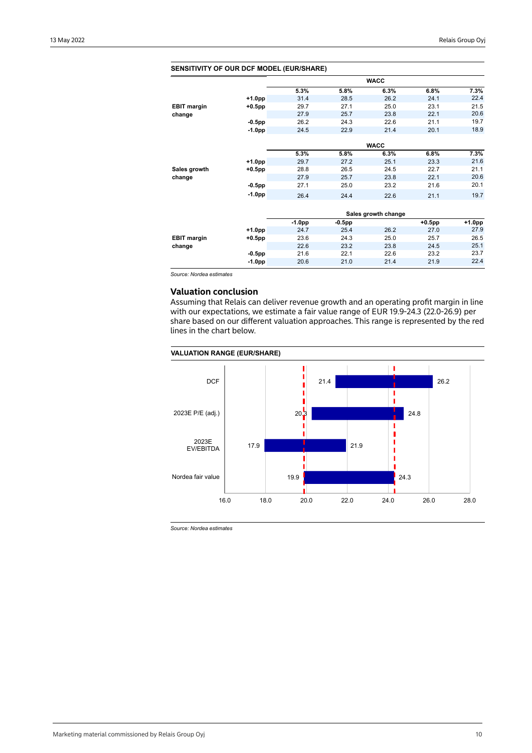**SENSITIVITY OF OUR DCF MODEL (EUR/SHARE)**

| | | WACC | | | | |
|---|---|---|---|---|---|---|
| | | 5.3% | 5.8% | 6.3% | 6.8% | 7.3% |
| EBIT margin change | +1.0pp | 31.4 | 28.5 | 26.2 | 24.1 | 22.4 |
| | +0.5pp | 29.7 | 27.1 | 25.0 | 23.1 | 21.5 |
| | | 27.9 | 25.7 | 23.8 | 22.1 | 20.6 |
| | -0.5pp | 26.2 | 24.3 | 22.6 | 21.1 | 19.7 |
| | -1.0pp | 24.5 | 22.9 | 21.4 | 20.1 | 18.9 |

| | | WACC | | | | |
|---|---|---|---|---|---|---|
| | | 5.3% | 5.8% | 6.3% | 6.8% | 7.3% |
| Sales growth change | +1.0pp | 29.7 | 27.2 | 25.1 | 23.3 | 21.6 |
| | +0.5pp | 28.8 | 26.5 | 24.5 | 22.7 | 21.1 |
| | | 27.9 | 25.7 | 23.8 | 22.1 | 20.6 |
| | -0.5pp | 27.1 | 25.0 | 23.2 | 21.6 | 20.1 |
| | -1.0pp | 26.4 | 24.4 | 22.6 | 21.1 | 19.7 |

| | | Sales growth change | | | | |
|---|---|---|---|---|---|---|
| | | -1.0pp | -0.5pp | | +0.5pp | +1.0pp |
| EBIT margin change | +1.0pp | 24.7 | 25.4 | 26.2 | 27.0 | 27.9 |
| | +0.5pp | 23.6 | 24.3 | 25.0 | 25.7 | 26.5 |
| | | 22.6 | 23.2 | 23.8 | 24.5 | 25.1 |
| | -0.5pp | 21.6 | 22.1 | 22.6 | 23.2 | 23.7 |
| | -1.0pp | 20.6 | 21.0 | 21.4 | 21.9 | 22.4 |

*Source: Nordea estimates*

## Valuation conclusion

Assuming that Relais can deliver revenue growth and an operating profit margin in line with our expectations, we estimate a fair value range of EUR 19.9-24.3 (22.0-26.9) per share based on our different valuation approaches. This range is represented by the red lines in the chart below.

**VALUATION RANGE (EUR/SHARE)**

| | Low | High |
|---|---|---|
| DCF | 21.4 | 26.2 |
| 2023E P/E (adj.) | 20.3 | 24.8 |
| 2023E EV/EBITDA | 17.9 | 21.9 |
| Nordea fair value | 19.9 | 24.3 |

*Source: Nordea estimates*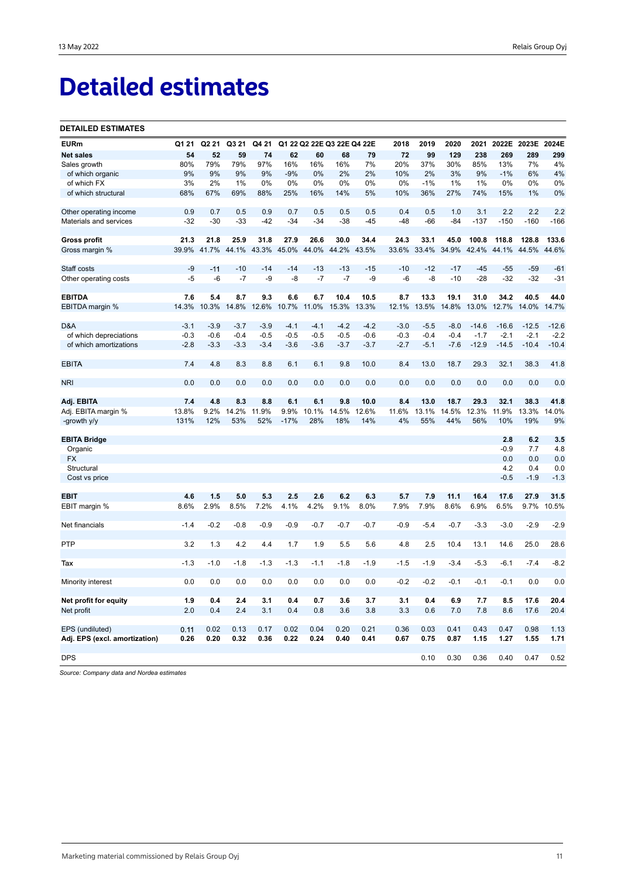# Detailed estimates

**DETAILED ESTIMATES**

| EURm | Q1 21 | Q2 21 | Q3 21 | Q4 21 | Q1 22 | Q2 22E | Q3 22E | Q4 22E | 2018 | 2019 | 2020 | 2021 | 2022E | 2023E | 2024E |
|---|---|---|---|---|---|---|---|---|---|---|---|---|---|---|---|
| **Net sales** | **54** | **52** | **59** | **74** | **62** | **60** | **68** | **79** | **72** | **99** | **129** | **238** | **269** | **289** | **299** |
| Sales growth | 80% | 79% | 79% | 97% | 16% | 16% | 16% | 7% | 20% | 37% | 30% | 85% | 13% | 7% | 4% |
| of which organic | 9% | 9% | 9% | 9% | -9% | 0% | 2% | 2% | 10% | 2% | 3% | 9% | -1% | 6% | 4% |
| of which FX | 3% | 2% | 1% | 0% | 0% | 0% | 0% | 0% | 0% | -1% | 1% | 1% | 0% | 0% | 0% |
| of which structural | 68% | 67% | 69% | 88% | 25% | 16% | 14% | 5% | 10% | 36% | 27% | 74% | 15% | 1% | 0% |
| | | | | | | | | | | | | | | | |
| Other operating income | 0.9 | 0.7 | 0.5 | 0.9 | 0.7 | 0.5 | 0.5 | 0.5 | 0.4 | 0.5 | 1.0 | 3.1 | 2.2 | 2.2 | 2.2 |
| Materials and services | -32 | -30 | -33 | -42 | -34 | -34 | -38 | -45 | -48 | -66 | -84 | -137 | -150 | -160 | -166 |
| | | | | | | | | | | | | | | | |
| **Gross profit** | **21.3** | **21.8** | **25.9** | **31.8** | **27.9** | **26.6** | **30.0** | **34.4** | **24.3** | **33.1** | **45.0** | **100.8** | **118.8** | **128.8** | **133.6** |
| Gross margin % | 39.9% | 41.7% | 44.1% | 43.3% | 45.0% | 44.0% | 44.2% | 43.5% | 33.6% | 33.4% | 34.9% | 42.4% | 44.1% | 44.5% | 44.6% |
| | | | | | | | | | | | | | | | |
| Staff costs | -9 | -11 | -10 | -14 | -14 | -13 | -13 | -15 | -10 | -12 | -17 | -45 | -55 | -59 | -61 |
| Other operating costs | -5 | -6 | -7 | -9 | -8 | -7 | -7 | -9 | -6 | -8 | -10 | -28 | -32 | -32 | -31 |
| | | | | | | | | | | | | | | | |
| **EBITDA** | **7.6** | **5.4** | **8.7** | **9.3** | **6.6** | **6.7** | **10.4** | **10.5** | **8.7** | **13.3** | **19.1** | **31.0** | **34.2** | **40.5** | **44.0** |
| EBITDA margin % | 14.3% | 10.3% | 14.8% | 12.6% | 10.7% | 11.0% | 15.3% | 13.3% | 12.1% | 13.5% | 14.8% | 13.0% | 12.7% | 14.0% | 14.7% |
| | | | | | | | | | | | | | | | |
| D&A | -3.1 | -3.9 | -3.7 | -3.9 | -4.1 | -4.1 | -4.2 | -4.2 | -3.0 | -5.5 | -8.0 | -14.6 | -16.6 | -12.5 | -12.6 |
| of which depreciations | -0.3 | -0.6 | -0.4 | -0.5 | -0.5 | -0.5 | -0.5 | -0.6 | -0.3 | -0.4 | -0.4 | -1.7 | -2.1 | -2.1 | -2.2 |
| of which amortizations | -2.8 | -3.3 | -3.3 | -3.4 | -3.6 | -3.6 | -3.7 | -3.7 | -2.7 | -5.1 | -7.6 | -12.9 | -14.5 | -10.4 | -10.4 |
| | | | | | | | | | | | | | | | |
| EBITA | 7.4 | 4.8 | 8.3 | 8.8 | 6.1 | 6.1 | 9.8 | 10.0 | 8.4 | 13.0 | 18.7 | 29.3 | 32.1 | 38.3 | 41.8 |
| | | | | | | | | | | | | | | | |
| NRI | 0.0 | 0.0 | 0.0 | 0.0 | 0.0 | 0.0 | 0.0 | 0.0 | 0.0 | 0.0 | 0.0 | 0.0 | 0.0 | 0.0 | 0.0 |
| | | | | | | | | | | | | | | | |
| **Adj. EBITA** | **7.4** | **4.8** | **8.3** | **8.8** | **6.1** | **6.1** | **9.8** | **10.0** | **8.4** | **13.0** | **18.7** | **29.3** | **32.1** | **38.3** | **41.8** |
| Adj. EBITA margin % | 13.8% | 9.2% | 14.2% | 11.9% | 9.9% | 10.1% | 14.5% | 12.6% | 11.6% | 13.1% | 14.5% | 12.3% | 11.9% | 13.3% | 14.0% |
| -growth y/y | 131% | 12% | 53% | 52% | -17% | 28% | 18% | 14% | 4% | 55% | 44% | 56% | 10% | 19% | 9% |
| | | | | | | | | | | | | | | | |
| **EBITA Bridge** | | | | | | | | | | | | | **2.8** | **6.2** | **3.5** |
| Organic | | | | | | | | | | | | | -0.9 | 7.7 | 4.8 |
| FX | | | | | | | | | | | | | 0.0 | 0.0 | 0.0 |
| Structural | | | | | | | | | | | | | 4.2 | 0.4 | 0.0 |
| Cost vs price | | | | | | | | | | | | | -0.5 | -1.9 | -1.3 |
| | | | | | | | | | | | | | | | |
| **EBIT** | **4.6** | **1.5** | **5.0** | **5.3** | **2.5** | **2.6** | **6.2** | **6.3** | **5.7** | **7.9** | **11.1** | **16.4** | **17.6** | **27.9** | **31.5** |
| EBIT margin % | 8.6% | 2.9% | 8.5% | 7.2% | 4.1% | 4.2% | 9.1% | 8.0% | 7.9% | 7.9% | 8.6% | 6.9% | 6.5% | 9.7% | 10.5% |
| | | | | | | | | | | | | | | | |
| Net financials | -1.4 | -0.2 | -0.8 | -0.9 | -0.9 | -0.7 | -0.7 | -0.7 | -0.9 | -5.4 | -0.7 | -3.3 | -3.0 | -2.9 | -2.9 |
| | | | | | | | | | | | | | | | |
| PTP | 3.2 | 1.3 | 4.2 | 4.4 | 1.7 | 1.9 | 5.5 | 5.6 | 4.8 | 2.5 | 10.4 | 13.1 | 14.6 | 25.0 | 28.6 |
| | | | | | | | | | | | | | | | |
| Tax | -1.3 | -1.0 | -1.8 | -1.3 | -1.3 | -1.1 | -1.8 | -1.9 | -1.5 | -1.9 | -3.4 | -5.3 | -6.1 | -7.4 | -8.2 |
| | | | | | | | | | | | | | | | |
| Minority interest | 0.0 | 0.0 | 0.0 | 0.0 | 0.0 | 0.0 | 0.0 | 0.0 | -0.2 | -0.2 | -0.1 | -0.1 | -0.1 | 0.0 | 0.0 |
| | | | | | | | | | | | | | | | |
| **Net profit for equity** | **1.9** | **0.4** | **2.4** | **3.1** | **0.4** | **0.7** | **3.6** | **3.7** | **3.1** | **0.4** | **6.9** | **7.7** | **8.5** | **17.6** | **20.4** |
| Net profit | 2.0 | 0.4 | 2.4 | 3.1 | 0.4 | 0.8 | 3.6 | 3.8 | 3.3 | 0.6 | 7.0 | 7.8 | 8.6 | 17.6 | 20.4 |
| | | | | | | | | | | | | | | | |
| EPS (undiluted) | 0.11 | 0.02 | 0.13 | 0.17 | 0.02 | 0.04 | 0.20 | 0.21 | 0.36 | 0.03 | 0.41 | 0.43 | 0.47 | 0.98 | 1.13 |
| **Adj. EPS (excl. amortization)** | **0.26** | **0.20** | **0.32** | **0.36** | **0.22** | **0.24** | **0.40** | **0.41** | **0.67** | **0.75** | **0.87** | **1.15** | **1.27** | **1.55** | **1.71** |
| | | | | | | | | | | | | | | | |
| DPS | | | | | | | | | | 0.10 | 0.30 | 0.36 | 0.40 | 0.47 | 0.52 |

*Source: Company data and Nordea estimates*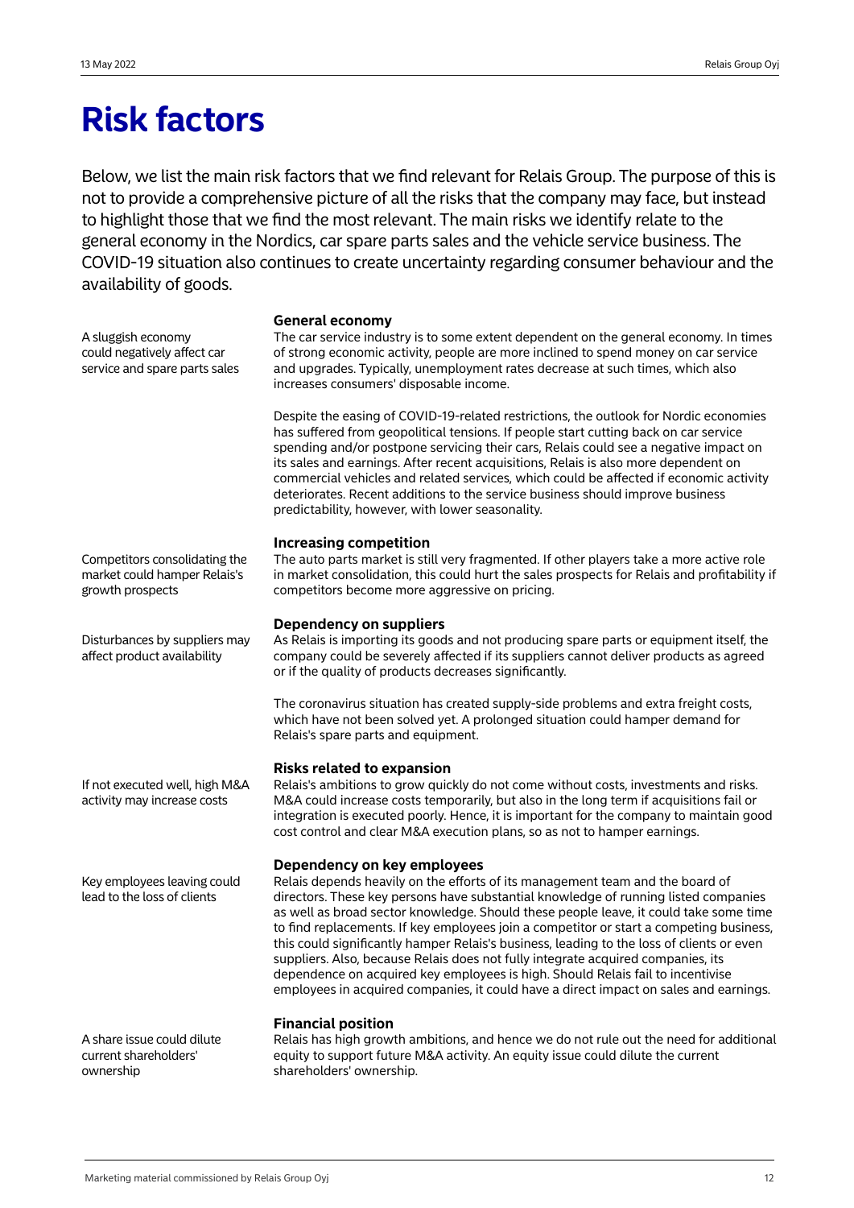# Risk factors

Below, we list the main risk factors that we find relevant for Relais Group. The purpose of this is not to provide a comprehensive picture of all the risks that the company may face, but instead to highlight those that we find the most relevant. The main risks we identify relate to the general economy in the Nordics, car spare parts sales and the vehicle service business. The COVID-19 situation also continues to create uncertainty regarding consumer behaviour and the availability of goods.

### General economy

A sluggish economy could negatively affect car service and spare parts sales

The car service industry is to some extent dependent on the general economy. In times of strong economic activity, people are more inclined to spend money on car service and upgrades. Typically, unemployment rates decrease at such times, which also increases consumers' disposable income.

Despite the easing of COVID-19-related restrictions, the outlook for Nordic economies has suffered from geopolitical tensions. If people start cutting back on car service spending and/or postpone servicing their cars, Relais could see a negative impact on its sales and earnings. After recent acquisitions, Relais is also more dependent on commercial vehicles and related services, which could be affected if economic activity deteriorates. Recent additions to the service business should improve business predictability, however, with lower seasonality.

### Increasing competition

Competitors consolidating the market could hamper Relais's growth prospects

The auto parts market is still very fragmented. If other players take a more active role in market consolidation, this could hurt the sales prospects for Relais and profitability if competitors become more aggressive on pricing.

### Dependency on suppliers

Disturbances by suppliers may affect product availability

As Relais is importing its goods and not producing spare parts or equipment itself, the company could be severely affected if its suppliers cannot deliver products as agreed or if the quality of products decreases significantly.

The coronavirus situation has created supply-side problems and extra freight costs, which have not been solved yet. A prolonged situation could hamper demand for Relais's spare parts and equipment.

### Risks related to expansion

If not executed well, high M&A activity may increase costs

Relais's ambitions to grow quickly do not come without costs, investments and risks. M&A could increase costs temporarily, but also in the long term if acquisitions fail or integration is executed poorly. Hence, it is important for the company to maintain good cost control and clear M&A execution plans, so as not to hamper earnings.

### Dependency on key employees

Key employees leaving could lead to the loss of clients

Relais depends heavily on the efforts of its management team and the board of directors. These key persons have substantial knowledge of running listed companies as well as broad sector knowledge. Should these people leave, it could take some time to find replacements. If key employees join a competitor or start a competing business, this could significantly hamper Relais's business, leading to the loss of clients or even suppliers. Also, because Relais does not fully integrate acquired companies, its dependence on acquired key employees is high. Should Relais fail to incentivise employees in acquired companies, it could have a direct impact on sales and earnings.

### Financial position

A share issue could dilute current shareholders' ownership

Relais has high growth ambitions, and hence we do not rule out the need for additional equity to support future M&A activity. An equity issue could dilute the current shareholders' ownership.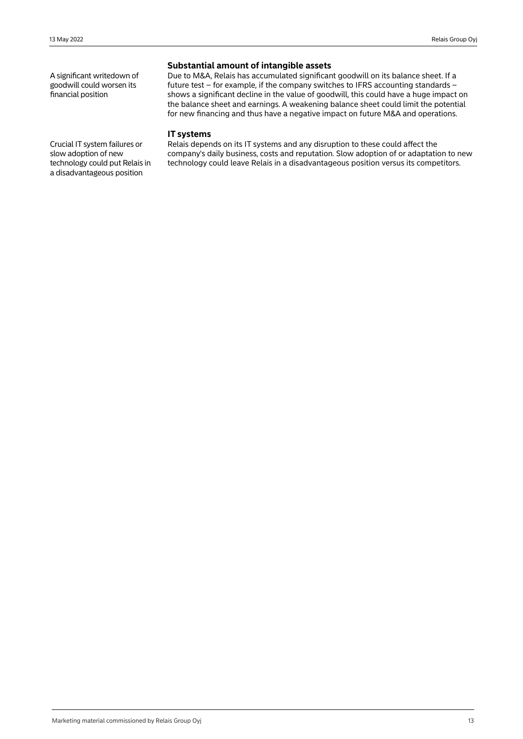## Substantial amount of intangible assets

A significant writedown of goodwill could worsen its financial position

Due to M&A, Relais has accumulated significant goodwill on its balance sheet. If a future test – for example, if the company switches to IFRS accounting standards – shows a significant decline in the value of goodwill, this could have a huge impact on the balance sheet and earnings. A weakening balance sheet could limit the potential for new financing and thus have a negative impact on future M&A and operations.

## IT systems

Crucial IT system failures or slow adoption of new technology could put Relais in a disadvantageous position

Relais depends on its IT systems and any disruption to these could affect the company's daily business, costs and reputation. Slow adoption of or adaptation to new technology could leave Relais in a disadvantageous position versus its competitors.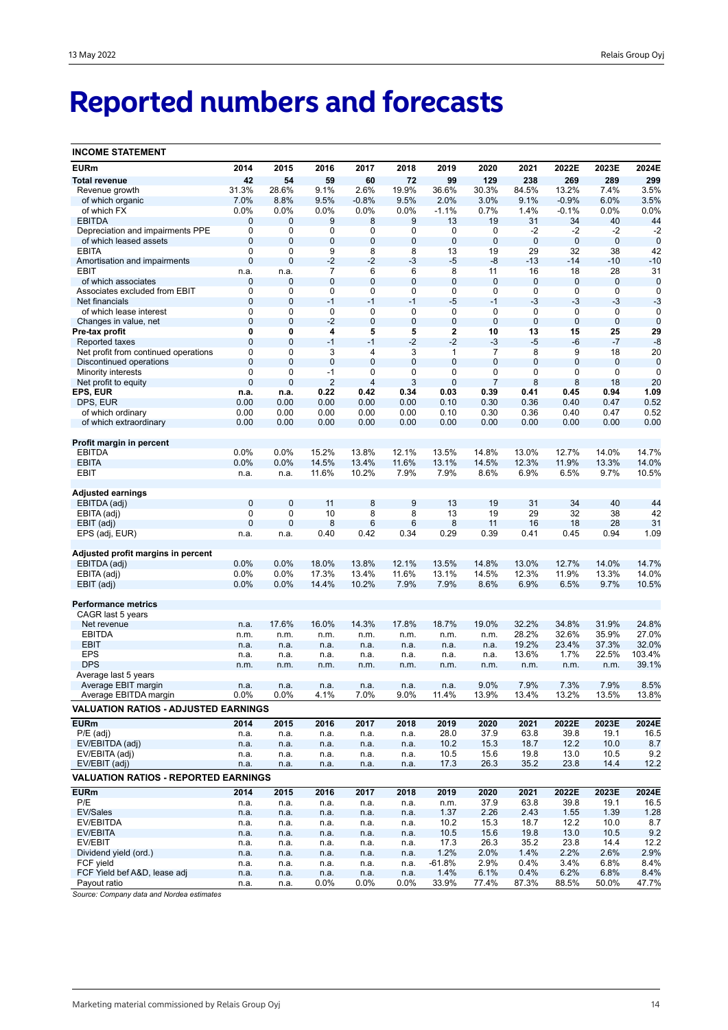# Reported numbers and forecasts

**INCOME STATEMENT**

| EURm | 2014 | 2015 | 2016 | 2017 | 2018 | 2019 | 2020 | 2021 | 2022E | 2023E | 2024E |
|---|---|---|---|---|---|---|---|---|---|---|---|
| **Total revenue** | **42** | **54** | **59** | **60** | **72** | **99** | **129** | **238** | **269** | **289** | **299** |
| Revenue growth | 31.3% | 28.6% | 9.1% | 2.6% | 19.9% | 36.6% | 30.3% | 84.5% | 13.2% | 7.4% | 3.5% |
| of which organic | 7.0% | 8.8% | 9.5% | -0.8% | 9.5% | 2.0% | 3.0% | 9.1% | -0.9% | 6.0% | 3.5% |
| of which FX | 0.0% | 0.0% | 0.0% | 0.0% | 0.0% | -1.1% | 0.7% | 1.4% | -0.1% | 0.0% | 0.0% |
| EBITDA | 0 | 0 | 9 | 8 | 9 | 13 | 19 | 31 | 34 | 40 | 44 |
| Depreciation and impairments PPE | 0 | 0 | 0 | 0 | 0 | 0 | 0 | -2 | -2 | -2 | -2 |
| of which leased assets | 0 | 0 | 0 | 0 | 0 | 0 | 0 | 0 | 0 | 0 | 0 |
| EBITA | 0 | 0 | 9 | 8 | 8 | 13 | 19 | 29 | 32 | 38 | 42 |
| Amortisation and impairments | 0 | 0 | -2 | -2 | -3 | -5 | -8 | -13 | -14 | -10 | -10 |
| EBIT | n.a. | n.a. | 7 | 6 | 6 | 8 | 11 | 16 | 18 | 28 | 31 |
| of which associates | 0 | 0 | 0 | 0 | 0 | 0 | 0 | 0 | 0 | 0 | 0 |
| Associates excluded from EBIT | 0 | 0 | 0 | 0 | 0 | 0 | 0 | 0 | 0 | 0 | 0 |
| Net financials | 0 | 0 | -1 | -1 | -1 | -5 | -1 | -3 | -3 | -3 | -3 |
| of which lease interest | 0 | 0 | 0 | 0 | 0 | 0 | 0 | 0 | 0 | 0 | 0 |
| Changes in value, net | 0 | 0 | -2 | 0 | 0 | 0 | 0 | 0 | 0 | 0 | 0 |
| **Pre-tax profit** | **0** | **0** | **4** | **5** | **5** | **2** | **10** | **13** | **15** | **25** | **29** |
| Reported taxes | 0 | 0 | -1 | -1 | -2 | -2 | -3 | -5 | -6 | -7 | -8 |
| Net profit from continued operations | 0 | 0 | 3 | 4 | 3 | 1 | 7 | 8 | 9 | 18 | 20 |
| Discontinued operations | 0 | 0 | 0 | 0 | 0 | 0 | 0 | 0 | 0 | 0 | 0 |
| Minority interests | 0 | 0 | -1 | 0 | 0 | 0 | 0 | 0 | 0 | 0 | 0 |
| Net profit to equity | 0 | 0 | 2 | 4 | 3 | 0 | 7 | 8 | 8 | 18 | 20 |
| **EPS, EUR** | **n.a.** | **n.a.** | **0.22** | **0.42** | **0.34** | **0.03** | **0.39** | **0.41** | **0.45** | **0.94** | **1.09** |
| DPS, EUR | 0.00 | 0.00 | 0.00 | 0.00 | 0.00 | 0.10 | 0.30 | 0.36 | 0.40 | 0.47 | 0.52 |
| of which ordinary | 0.00 | 0.00 | 0.00 | 0.00 | 0.00 | 0.10 | 0.30 | 0.36 | 0.40 | 0.47 | 0.52 |
| of which extraordinary | 0.00 | 0.00 | 0.00 | 0.00 | 0.00 | 0.00 | 0.00 | 0.00 | 0.00 | 0.00 | 0.00 |
| **Profit margin in percent** | | | | | | | | | | | |
| EBITDA | 0.0% | 0.0% | 15.2% | 13.8% | 12.1% | 13.5% | 14.8% | 13.0% | 12.7% | 14.0% | 14.7% |
| EBITA | 0.0% | 0.0% | 14.5% | 13.4% | 11.6% | 13.1% | 14.5% | 12.3% | 11.9% | 13.3% | 14.0% |
| EBIT | n.a. | n.a. | 11.6% | 10.2% | 7.9% | 7.9% | 8.6% | 6.9% | 6.5% | 9.7% | 10.5% |
| **Adjusted earnings** | | | | | | | | | | | |
| EBITDA (adj) | 0 | 0 | 11 | 8 | 9 | 13 | 19 | 31 | 34 | 40 | 44 |
| EBITA (adj) | 0 | 0 | 10 | 8 | 8 | 13 | 19 | 29 | 32 | 38 | 42 |
| EBIT (adj) | 0 | 0 | 8 | 6 | 6 | 8 | 11 | 16 | 18 | 28 | 31 |
| EPS (adj, EUR) | n.a. | n.a. | 0.40 | 0.42 | 0.34 | 0.29 | 0.39 | 0.41 | 0.45 | 0.94 | 1.09 |
| **Adjusted profit margins in percent** | | | | | | | | | | | |
| EBITDA (adj) | 0.0% | 0.0% | 18.0% | 13.8% | 12.1% | 13.5% | 14.8% | 13.0% | 12.7% | 14.0% | 14.7% |
| EBITA (adj) | 0.0% | 0.0% | 17.3% | 13.4% | 11.6% | 13.1% | 14.5% | 12.3% | 11.9% | 13.3% | 14.0% |
| EBIT (adj) | 0.0% | 0.0% | 14.4% | 10.2% | 7.9% | 7.9% | 8.6% | 6.9% | 6.5% | 9.7% | 10.5% |
| **Performance metrics** | | | | | | | | | | | |
| CAGR last 5 years | | | | | | | | | | | |
| Net revenue | n.a. | 17.6% | 16.0% | 14.3% | 17.8% | 18.7% | 19.0% | 32.2% | 34.8% | 31.9% | 24.8% |
| EBITDA | n.m. | n.m. | n.m. | n.m. | n.m. | n.m. | n.m. | 28.2% | 32.6% | 35.9% | 27.0% |
| EBIT | n.a. | n.a. | n.a. | n.a. | n.a. | n.a. | n.a. | 19.2% | 23.4% | 37.3% | 32.0% |
| EPS | n.a. | n.a. | n.a. | n.a. | n.a. | n.a. | n.a. | 13.6% | 1.7% | 22.5% | 103.4% |
| DPS | n.m. | n.m. | n.m. | n.m. | n.m. | n.m. | n.m. | n.m. | n.m. | n.m. | 39.1% |
| Average last 5 years | | | | | | | | | | | |
| Average EBIT margin | n.a. | n.a. | n.a. | n.a. | n.a. | n.a. | 9.0% | 7.9% | 7.3% | 7.9% | 8.5% |
| Average EBITDA margin | 0.0% | 0.0% | 4.1% | 7.0% | 9.0% | 11.4% | 13.9% | 13.4% | 13.2% | 13.5% | 13.8% |

**VALUATION RATIOS - ADJUSTED EARNINGS**

| EURm | 2014 | 2015 | 2016 | 2017 | 2018 | 2019 | 2020 | 2021 | 2022E | 2023E | 2024E |
|---|---|---|---|---|---|---|---|---|---|---|---|
| P/E (adj) | n.a. | n.a. | n.a. | n.a. | n.a. | 28.0 | 37.9 | 63.8 | 39.8 | 19.1 | 16.5 |
| EV/EBITDA (adj) | n.a. | n.a. | n.a. | n.a. | n.a. | 10.2 | 15.3 | 18.7 | 12.2 | 10.0 | 8.7 |
| EV/EBITA (adj) | n.a. | n.a. | n.a. | n.a. | n.a. | 10.5 | 15.6 | 19.8 | 13.0 | 10.5 | 9.2 |
| EV/EBIT (adj) | n.a. | n.a. | n.a. | n.a. | n.a. | 17.3 | 26.3 | 35.2 | 23.8 | 14.4 | 12.2 |

**VALUATION RATIOS - REPORTED EARNINGS**

| EURm | 2014 | 2015 | 2016 | 2017 | 2018 | 2019 | 2020 | 2021 | 2022E | 2023E | 2024E |
|---|---|---|---|---|---|---|---|---|---|---|---|
| P/E | n.a. | n.a. | n.a. | n.a. | n.a. | n.m. | 37.9 | 63.8 | 39.8 | 19.1 | 16.5 |
| EV/Sales | n.a. | n.a. | n.a. | n.a. | n.a. | 1.37 | 2.26 | 2.43 | 1.55 | 1.39 | 1.28 |
| EV/EBITDA | n.a. | n.a. | n.a. | n.a. | n.a. | 10.2 | 15.3 | 18.7 | 12.2 | 10.0 | 8.7 |
| EV/EBITA | n.a. | n.a. | n.a. | n.a. | n.a. | 10.5 | 15.6 | 19.8 | 13.0 | 10.5 | 9.2 |
| EV/EBIT | n.a. | n.a. | n.a. | n.a. | n.a. | 17.3 | 26.3 | 35.2 | 23.8 | 14.4 | 12.2 |
| Dividend yield (ord.) | n.a. | n.a. | n.a. | n.a. | n.a. | 1.2% | 2.0% | 1.4% | 2.2% | 2.6% | 2.9% |
| FCF yield | n.a. | n.a. | n.a. | n.a. | n.a. | -61.8% | 2.9% | 0.4% | 3.4% | 6.8% | 8.4% |
| FCF Yield bef A&D, lease adj | n.a. | n.a. | n.a. | n.a. | n.a. | 1.4% | 6.1% | 0.4% | 6.2% | 6.8% | 8.4% |
| Payout ratio | n.a. | n.a. | 0.0% | 0.0% | 0.0% | 33.9% | 77.4% | 87.3% | 88.5% | 50.0% | 47.7% |

*Source: Company data and Nordea estimates*

Marketing material commissioned by Relais Group Oyj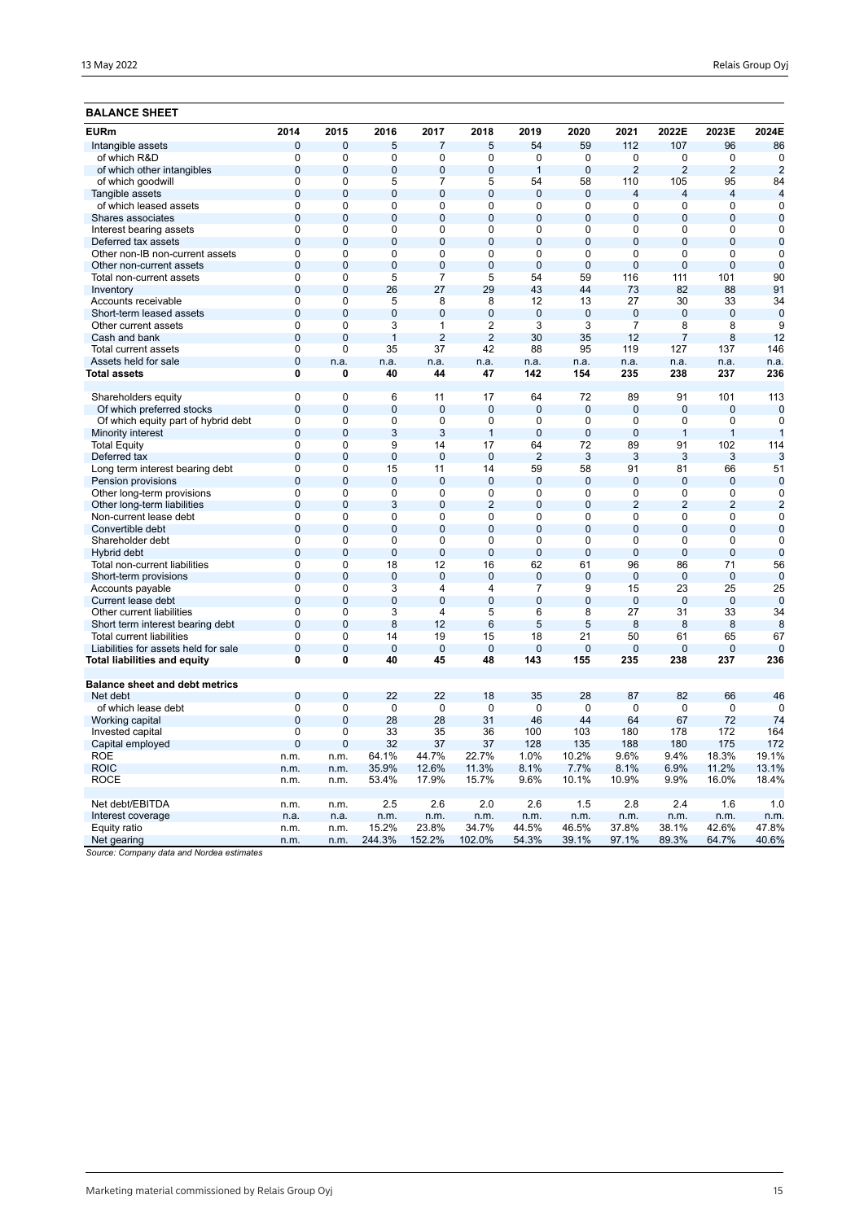## BALANCE SHEET

| EURm | 2014 | 2015 | 2016 | 2017 | 2018 | 2019 | 2020 | 2021 | 2022E | 2023E | 2024E |
|---|---|---|---|---|---|---|---|---|---|---|---|
| Intangible assets | 0 | 0 | 5 | 7 | 5 | 54 | 59 | 112 | 107 | 96 | 86 |
| of which R&D | 0 | 0 | 0 | 0 | 0 | 0 | 0 | 0 | 0 | 0 | 0 |
| of which other intangibles | 0 | 0 | 0 | 0 | 0 | 1 | 0 | 2 | 2 | 2 | 2 |
| of which goodwill | 0 | 0 | 5 | 7 | 5 | 54 | 58 | 110 | 105 | 95 | 84 |
| Tangible assets | 0 | 0 | 0 | 0 | 0 | 0 | 0 | 4 | 4 | 4 | 4 |
| of which leased assets | 0 | 0 | 0 | 0 | 0 | 0 | 0 | 0 | 0 | 0 | 0 |
| Shares associates | 0 | 0 | 0 | 0 | 0 | 0 | 0 | 0 | 0 | 0 | 0 |
| Interest bearing assets | 0 | 0 | 0 | 0 | 0 | 0 | 0 | 0 | 0 | 0 | 0 |
| Deferred tax assets | 0 | 0 | 0 | 0 | 0 | 0 | 0 | 0 | 0 | 0 | 0 |
| Other non-IB non-current assets | 0 | 0 | 0 | 0 | 0 | 0 | 0 | 0 | 0 | 0 | 0 |
| Other non-current assets | 0 | 0 | 0 | 0 | 0 | 0 | 0 | 0 | 0 | 0 | 0 |
| Total non-current assets | 0 | 0 | 5 | 7 | 5 | 54 | 59 | 116 | 111 | 101 | 90 |
| Inventory | 0 | 0 | 26 | 27 | 29 | 43 | 44 | 73 | 82 | 88 | 91 |
| Accounts receivable | 0 | 0 | 5 | 8 | 8 | 12 | 13 | 27 | 30 | 33 | 34 |
| Short-term leased assets | 0 | 0 | 0 | 0 | 0 | 0 | 0 | 0 | 0 | 0 | 0 |
| Other current assets | 0 | 0 | 3 | 1 | 2 | 3 | 3 | 7 | 8 | 8 | 9 |
| Cash and bank | 0 | 0 | 1 | 2 | 2 | 30 | 35 | 12 | 7 | 8 | 12 |
| Total current assets | 0 | 0 | 35 | 37 | 42 | 88 | 95 | 119 | 127 | 137 | 146 |
| Assets held for sale | 0 | n.a. | n.a. | n.a. | n.a. | n.a. | n.a. | n.a. | n.a. | n.a. | n.a. |
| **Total assets** | **0** | **0** | **40** | **44** | **47** | **142** | **154** | **235** | **238** | **237** | **236** |
| | | | | | | | | | | | |
| Shareholders equity | 0 | 0 | 6 | 11 | 17 | 64 | 72 | 89 | 91 | 101 | 113 |
| Of which preferred stocks | 0 | 0 | 0 | 0 | 0 | 0 | 0 | 0 | 0 | 0 | 0 |
| Of which equity part of hybrid debt | 0 | 0 | 0 | 0 | 0 | 0 | 0 | 0 | 0 | 0 | 0 |
| Minority interest | 0 | 0 | 3 | 3 | 1 | 0 | 0 | 0 | 1 | 1 | 1 |
| Total Equity | 0 | 0 | 9 | 14 | 17 | 64 | 72 | 89 | 91 | 102 | 114 |
| Deferred tax | 0 | 0 | 0 | 0 | 0 | 2 | 3 | 3 | 3 | 3 | 3 |
| Long term interest bearing debt | 0 | 0 | 15 | 11 | 14 | 59 | 58 | 91 | 81 | 66 | 51 |
| Pension provisions | 0 | 0 | 0 | 0 | 0 | 0 | 0 | 0 | 0 | 0 | 0 |
| Other long-term provisions | 0 | 0 | 0 | 0 | 0 | 0 | 0 | 0 | 0 | 0 | 0 |
| Other long-term liabilities | 0 | 0 | 3 | 0 | 2 | 0 | 0 | 2 | 2 | 2 | 2 |
| Non-current lease debt | 0 | 0 | 0 | 0 | 0 | 0 | 0 | 0 | 0 | 0 | 0 |
| Convertible debt | 0 | 0 | 0 | 0 | 0 | 0 | 0 | 0 | 0 | 0 | 0 |
| Shareholder debt | 0 | 0 | 0 | 0 | 0 | 0 | 0 | 0 | 0 | 0 | 0 |
| Hybrid debt | 0 | 0 | 0 | 0 | 0 | 0 | 0 | 0 | 0 | 0 | 0 |
| Total non-current liabilities | 0 | 0 | 18 | 12 | 16 | 62 | 61 | 96 | 86 | 71 | 56 |
| Short-term provisions | 0 | 0 | 0 | 0 | 0 | 0 | 0 | 0 | 0 | 0 | 0 |
| Accounts payable | 0 | 0 | 3 | 4 | 4 | 7 | 9 | 15 | 23 | 25 | 25 |
| Current lease debt | 0 | 0 | 0 | 0 | 0 | 0 | 0 | 0 | 0 | 0 | 0 |
| Other current liabilities | 0 | 0 | 3 | 4 | 5 | 6 | 8 | 27 | 31 | 33 | 34 |
| Short term interest bearing debt | 0 | 0 | 8 | 12 | 6 | 5 | 5 | 8 | 8 | 8 | 8 |
| Total current liabilities | 0 | 0 | 14 | 19 | 15 | 18 | 21 | 50 | 61 | 65 | 67 |
| Liabilities for assets held for sale | 0 | 0 | 0 | 0 | 0 | 0 | 0 | 0 | 0 | 0 | 0 |
| **Total liabilities and equity** | **0** | **0** | **40** | **45** | **48** | **143** | **155** | **235** | **238** | **237** | **236** |
| | | | | | | | | | | | |
| **Balance sheet and debt metrics** | | | | | | | | | | | |
| Net debt | 0 | 0 | 22 | 22 | 18 | 35 | 28 | 87 | 82 | 66 | 46 |
| of which lease debt | 0 | 0 | 0 | 0 | 0 | 0 | 0 | 0 | 0 | 0 | 0 |
| Working capital | 0 | 0 | 28 | 28 | 31 | 46 | 44 | 64 | 67 | 72 | 74 |
| Invested capital | 0 | 0 | 33 | 35 | 36 | 100 | 103 | 180 | 178 | 172 | 164 |
| Capital employed | 0 | 0 | 32 | 37 | 37 | 128 | 135 | 188 | 180 | 175 | 172 |
| ROE | n.m. | n.m. | 64.1% | 44.7% | 22.7% | 1.0% | 10.2% | 9.6% | 9.4% | 18.3% | 19.1% |
| ROIC | n.m. | n.m. | 35.9% | 12.6% | 11.3% | 8.1% | 7.7% | 8.1% | 6.9% | 11.2% | 13.1% |
| ROCE | n.m. | n.m. | 53.4% | 17.9% | 15.7% | 9.6% | 10.1% | 10.9% | 9.9% | 16.0% | 18.4% |
| | | | | | | | | | | | |
| Net debt/EBITDA | n.m. | n.m. | 2.5 | 2.6 | 2.0 | 2.6 | 1.5 | 2.8 | 2.4 | 1.6 | 1.0 |
| Interest coverage | n.a. | n.a. | n.m. | n.m. | n.m. | n.m. | n.m. | n.m. | n.m. | n.m. | n.m. |
| Equity ratio | n.m. | n.m. | 15.2% | 23.8% | 34.7% | 44.5% | 46.5% | 37.8% | 38.1% | 42.6% | 47.8% |
| Net gearing | n.m. | n.m. | 244.3% | 152.2% | 102.0% | 54.3% | 39.1% | 97.1% | 89.3% | 64.7% | 40.6% |

*Source: Company data and Nordea estimates*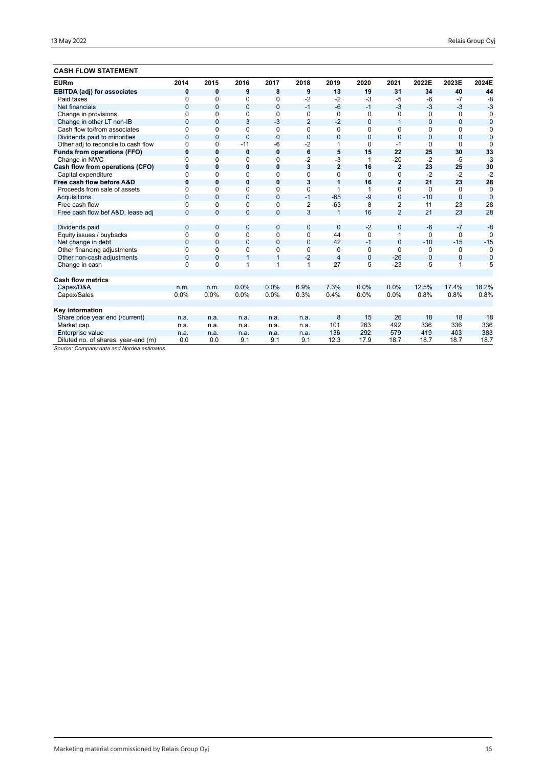## CASH FLOW STATEMENT

| EURm | 2014 | 2015 | 2016 | 2017 | 2018 | 2019 | 2020 | 2021 | 2022E | 2023E | 2024E |
|---|---|---|---|---|---|---|---|---|---|---|---|
| **EBITDA (adj) for associates** | **0** | **0** | **9** | **8** | **9** | **13** | **19** | **31** | **34** | **40** | **44** |
| Paid taxes | 0 | 0 | 0 | 0 | -2 | -2 | -3 | -5 | -6 | -7 | -8 |
| Net financials | 0 | 0 | 0 | 0 | -1 | -6 | -1 | -3 | -3 | -3 | -3 |
| Change in provisions | 0 | 0 | 0 | 0 | 0 | 0 | 0 | 0 | 0 | 0 | 0 |
| Change in other LT non-IB | 0 | 0 | 3 | -3 | 2 | -2 | 0 | 1 | 0 | 0 | 0 |
| Cash flow to/from associates | 0 | 0 | 0 | 0 | 0 | 0 | 0 | 0 | 0 | 0 | 0 |
| Dividends paid to minorities | 0 | 0 | 0 | 0 | 0 | 0 | 0 | 0 | 0 | 0 | 0 |
| Other adj to reconcile to cash flow | 0 | 0 | -11 | -6 | -2 | 1 | 0 | -1 | 0 | 0 | 0 |
| **Funds from operations (FFO)** | **0** | **0** | **0** | **0** | **6** | **5** | **15** | **22** | **25** | **30** | **33** |
| Change in NWC | 0 | 0 | 0 | 0 | -2 | -3 | 1 | -20 | -2 | -5 | -3 |
| **Cash flow from operations (CFO)** | **0** | **0** | **0** | **0** | **3** | **2** | **16** | **2** | **23** | **25** | **30** |
| Capital expenditure | 0 | 0 | 0 | 0 | 0 | 0 | 0 | 0 | -2 | -2 | -2 |
| **Free cash flow before A&D** | **0** | **0** | **0** | **0** | **3** | **1** | **16** | **2** | **21** | **23** | **28** |
| Proceeds from sale of assets | 0 | 0 | 0 | 0 | 0 | 1 | 1 | 0 | 0 | 0 | 0 |
| Acquisitions | 0 | 0 | 0 | 0 | -1 | -65 | -9 | 0 | -10 | 0 | 0 |
| Free cash flow | 0 | 0 | 0 | 0 | 2 | -63 | 8 | 2 | 11 | 23 | 28 |
| Free cash flow bef A&D, lease adj | 0 | 0 | 0 | 0 | 3 | 1 | 16 | 2 | 21 | 23 | 28 |
| | | | | | | | | | | | |
| Dividends paid | 0 | 0 | 0 | 0 | 0 | 0 | -2 | 0 | -6 | -7 | -8 |
| Equity issues / buybacks | 0 | 0 | 0 | 0 | 0 | 44 | 0 | 1 | 0 | 0 | 0 |
| Net change in debt | 0 | 0 | 0 | 0 | 0 | 42 | -1 | 0 | -10 | -15 | -15 |
| Other financing adjustments | 0 | 0 | 0 | 0 | 0 | 0 | 0 | 0 | 0 | 0 | 0 |
| Other non-cash adjustments | 0 | 0 | 1 | 1 | -2 | 4 | 0 | -26 | 0 | 0 | 0 |
| Change in cash | 0 | 0 | 1 | 1 | 1 | 27 | 5 | -23 | -5 | 1 | 5 |
| | | | | | | | | | | | |
| **Cash flow metrics** | | | | | | | | | | | |
| Capex/D&A | n.m. | n.m. | 0.0% | 0.0% | 6.9% | 7.3% | 0.0% | 0.0% | 12.5% | 17.4% | 18.2% |
| Capex/Sales | 0.0% | 0.0% | 0.0% | 0.0% | 0.3% | 0.4% | 0.0% | 0.0% | 0.8% | 0.8% | 0.8% |
| | | | | | | | | | | | |
| **Key information** | | | | | | | | | | | |
| Share price year end (/current) | n.a. | n.a. | n.a. | n.a. | n.a. | 8 | 15 | 26 | 18 | 18 | 18 |
| Market cap. | n.a. | n.a. | n.a. | n.a. | n.a. | 101 | 263 | 492 | 336 | 336 | 336 |
| Enterprise value | n.a. | n.a. | n.a. | n.a. | n.a. | 136 | 292 | 579 | 419 | 403 | 383 |
| Diluted no. of shares, year-end (m) | 0.0 | 0.0 | 9.1 | 9.1 | 9.1 | 12.3 | 17.9 | 18.7 | 18.7 | 18.7 | 18.7 |

*Source: Company data and Nordea estimates*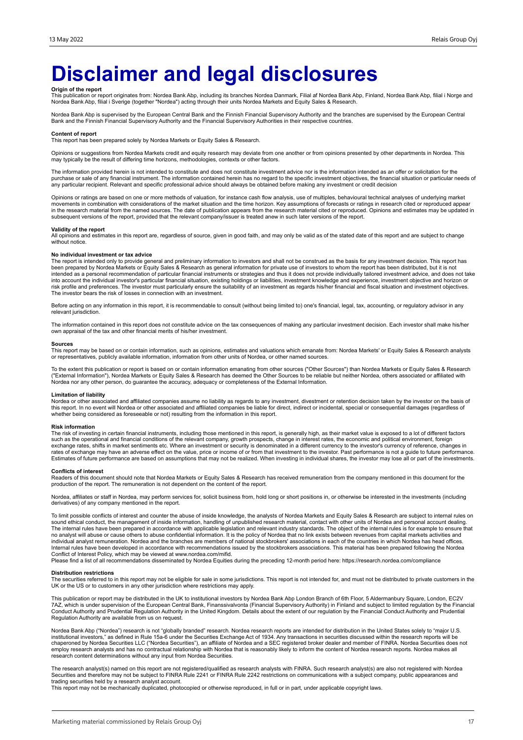# Disclaimer and legal disclosures

**Origin of the report**

This publication or report originates from: Nordea Bank Abp, including its branches Nordea Danmark, Filial af Nordea Bank Abp, Finland, Nordea Bank Abp, filial i Norge and Nordea Bank Abp, filial i Sverige (together "Nordea") acting through their units Nordea Markets and Equity Sales & Research.

Nordea Bank Abp is supervised by the European Central Bank and the Finnish Financial Supervisory Authority and the branches are supervised by the European Central Bank and the Finnish Financial Supervisory Authority and the Financial Supervisory Authorities in their respective countries.

**Content of report**

This report has been prepared solely by Nordea Markets or Equity Sales & Research.

Opinions or suggestions from Nordea Markets credit and equity research may deviate from one another or from opinions presented by other departments in Nordea. This may typically be the result of differing time horizons, methodologies, contexts or other factors.

The information provided herein is not intended to constitute and does not constitute investment advice nor is the information intended as an offer or solicitation for the purchase or sale of any financial instrument. The information contained herein has no regard to the specific investment objectives, the financial situation or particular needs of any particular recipient. Relevant and specific professional advice should always be obtained before making any investment or credit decision

Opinions or ratings are based on one or more methods of valuation, for instance cash flow analysis, use of multiples, behavioural technical analyses of underlying market movements in combination with considerations of the market situation and the time horizon. Key assumptions of forecasts or ratings in research cited or reproduced appear in the research material from the named sources. The date of publication appears from the research material cited or reproduced. Opinions and estimates may be updated in subsequent versions of the report, provided that the relevant company/issuer is treated anew in such later versions of the report.

**Validity of the report**

All opinions and estimates in this report are, regardless of source, given in good faith, and may only be valid as of the stated date of this report and are subject to change without notice.

**No individual investment or tax advice**

The report is intended only to provide general and preliminary information to investors and shall not be construed as the basis for any investment decision. This report has been prepared by Nordea Markets or Equity Sales & Research as general information for private use of investors to whom the report has been distributed, but it is not intended as a personal recommendation of particular financial instruments or strategies and thus it does not provide individually tailored investment advice, and does not take into account the individual investor's particular financial situation, existing holdings or liabilities, investment knowledge and experience, investment objective and horizon or risk profile and preferences. The investor must particularly ensure the suitability of an investment as regards his/her financial and fiscal situation and investment objectives. The investor bears the risk of losses in connection with an investment.

Before acting on any information in this report, it is recommendable to consult (without being limited to) one's financial, legal, tax, accounting, or regulatory advisor in any relevant jurisdiction.

The information contained in this report does not constitute advice on the tax consequences of making any particular investment decision. Each investor shall make his/her own appraisal of the tax and other financial merits of his/her investment.

**Sources**

This report may be based on or contain information, such as opinions, estimates and valuations which emanate from: Nordea Markets' or Equity Sales & Research analysts or representatives, publicly available information, information from other units of Nordea, or other named sources.

To the extent this publication or report is based on or contain information emanating from other sources ("Other Sources") than Nordea Markets or Equity Sales & Research ("External Information"), Nordea Markets or Equity Sales & Research has deemed the Other Sources to be reliable but neither Nordea, others associated or affiliated with Nordea nor any other person, do guarantee the accuracy, adequacy or completeness of the External Information.

**Limitation of liability**

Nordea or other associated and affiliated companies assume no liability as regards to any investment, divestment or retention decision taken by the investor on the basis of this report. In no event will Nordea or other associated and affiliated companies be liable for direct, indirect or incidental, special or consequential damages (regardless of whether being considered as foreseeable or not) resulting from the information in this report.

**Risk information**

The risk of investing in certain financial instruments, including those mentioned in this report, is generally high, as their market value is exposed to a lot of different factors such as the operational and financial conditions of the relevant company, growth prospects, change in interest rates, the economic and political environment, foreign exchange rates, shifts in market sentiments etc. Where an investment or security is denominated in a different currency to the investor's currency of reference, changes in rates of exchange may have an adverse effect on the value, price or income of or from that investment to the investor. Past performance is not a guide to future performance. Estimates of future performance are based on assumptions that may not be realized. When investing in individual shares, the investor may lose all or part of the investments.

**Conflicts of interest**

Readers of this document should note that Nordea Markets or Equity Sales & Research has received remuneration from the company mentioned in this document for the production of the report. The remuneration is not dependent on the content of the report.

Nordea, affiliates or staff in Nordea, may perform services for, solicit business from, hold long or short positions in, or otherwise be interested in the investments (including derivatives) of any company mentioned in the report.

To limit possible conflicts of interest and counter the abuse of inside knowledge, the analysts of Nordea Markets and Equity Sales & Research are subject to internal rules on sound ethical conduct, the management of inside information, handling of unpublished research material, contact with other units of Nordea and personal account dealing. The internal rules have been prepared in accordance with applicable legislation and relevant industry standards. The object of the internal rules is for example to ensure that no analyst will abuse or cause others to abuse confidential information. It is the policy of Nordea that no link exists between revenues from capital markets activities and individual analyst remuneration. Nordea and the branches are members of national stockbrokers' associations in each of the countries in which Nordea has head offices. Internal rules have been developed in accordance with recommendations issued by the stockbrokers associations. This material has been prepared following the Nordea Conflict of Interest Policy, which may be viewed at www.nordea.com/mifid.

Please find a list of all recommendations disseminated by Nordea Equities during the preceding 12-month period here: https://research.nordea.com/compliance

**Distribution restrictions**

The securities referred to in this report may not be eligible for sale in some jurisdictions. This report is not intended for, and must not be distributed to private customers in the UK or the US or to customers in any other jurisdiction where restrictions may apply.

This publication or report may be distributed in the UK to institutional investors by Nordea Bank Abp London Branch of 6th Floor, 5 Aldermanbury Square, London, EC2V 7AZ, which is under supervision of the European Central Bank, Finanssivalvonta (Financial Supervisory Authority) in Finland and subject to limited regulation by the Financial Conduct Authority and Prudential Regulation Authority in the United Kingdom. Details about the extent of our regulation by the Financial Conduct Authority and Prudential Regulation Authority are available from us on request.

Nordea Bank Abp ("Nordea") research is not "globally branded" research. Nordea research reports are intended for distribution in the United States solely to "major U.S. institutional investors," as defined in Rule 15a-6 under the Securities Exchange Act of 1934. Any transactions in securities discussed within the research reports will be chaperoned by Nordea Securities LLC ("Nordea Securities"), an affiliate of Nordea and a SEC registered broker dealer and member of FINRA. Nordea Securities does not employ research analysts and has no contractual relationship with Nordea that is reasonably likely to inform the content of Nordea research reports. Nordea makes all research content determinations without any input from Nordea Securities.

The research analyst(s) named on this report are not registered/qualified as research analysts with FINRA. Such research analyst(s) are also not registered with Nordea Securities and therefore may not be subject to FINRA Rule 2241 or FINRA Rule 2242 restrictions on communications with a subject company, public appearances and trading securities held by a research analyst account.

This report may not be mechanically duplicated, photocopied or otherwise reproduced, in full or in part, under applicable copyright laws.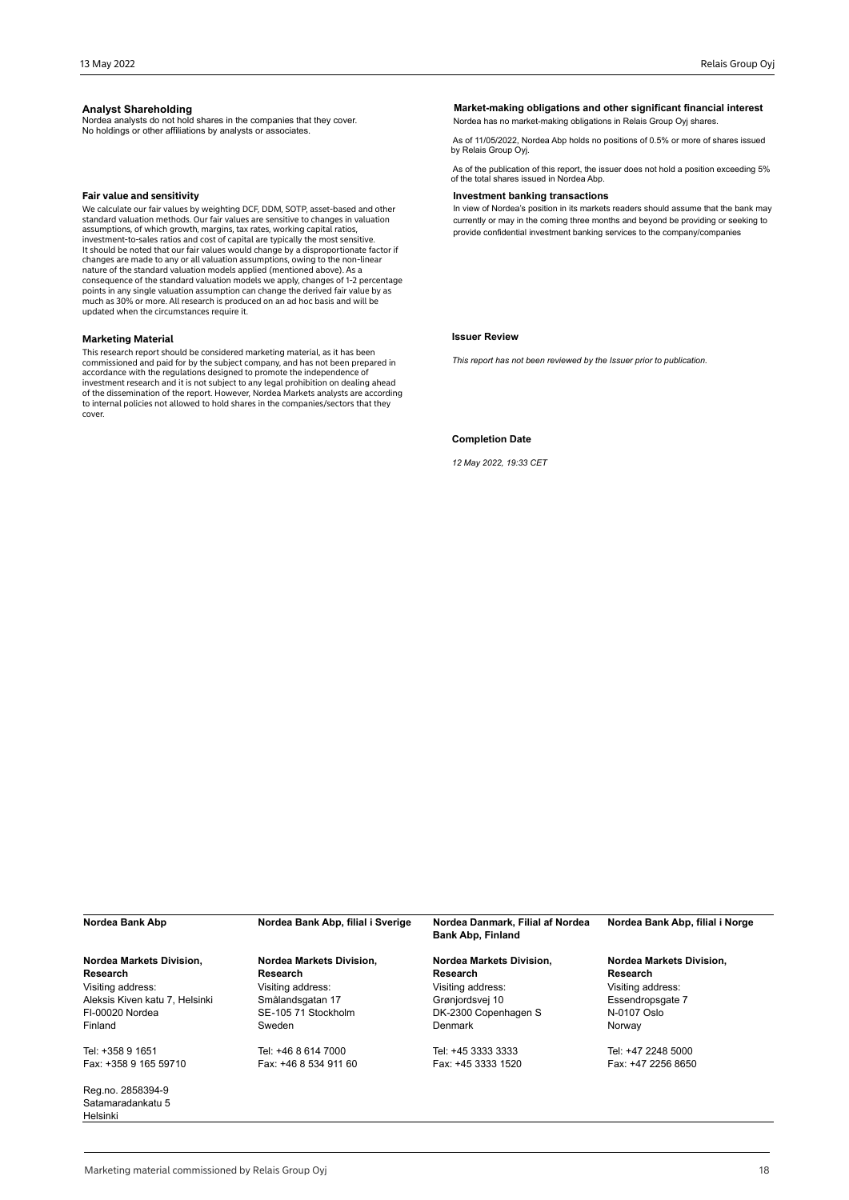### Analyst Shareholding

Nordea analysts do not hold shares in the companies that they cover.
No holdings or other affiliations by analysts or associates.

### Fair value and sensitivity

We calculate our fair values by weighting DCF, DDM, SOTP, asset-based and other standard valuation methods. Our fair values are sensitive to changes in valuation assumptions, of which growth, margins, tax rates, working capital ratios, investment-to-sales ratios and cost of capital are typically the most sensitive. It should be noted that our fair values would change by a disproportionate factor if changes are made to any or all valuation assumptions, owing to the non-linear nature of the standard valuation models applied (mentioned above). As a consequence of the standard valuation models we apply, changes of 1-2 percentage points in any single valuation assumption can change the derived fair value by as much as 30% or more. All research is produced on an ad hoc basis and will be updated when the circumstances require it.

### Marketing Material

This research report should be considered marketing material, as it has been commissioned and paid for by the subject company, and has not been prepared in accordance with the regulations designed to promote the independence of investment research and it is not subject to any legal prohibition on dealing ahead of the dissemination of the report. However, Nordea Markets analysts are according to internal policies not allowed to hold shares in the companies/sectors that they cover.

### Market-making obligations and other significant financial interest

Nordea has no market-making obligations in Relais Group Oyj shares.

As of 11/05/2022, Nordea Abp holds no positions of 0.5% or more of shares issued by Relais Group Oyj.

As of the publication of this report, the issuer does not hold a position exceeding 5% of the total shares issued in Nordea Abp.

### Investment banking transactions

In view of Nordea's position in its markets readers should assume that the bank may currently or may in the coming three months and beyond be providing or seeking to provide confidential investment banking services to the company/companies

### Issuer Review

*This report has not been reviewed by the Issuer prior to publication.*

### Completion Date

*12 May 2022, 19:33 CET*

**Nordea Bank Abp**

**Nordea Markets Division, Research**
Visiting address:
Aleksis Kiven katu 7, Helsinki
FI-00020 Nordea
Finland

Tel: +358 9 1651
Fax: +358 9 165 59710

Reg.no. 2858394-9
Satamaradankatu 5
Helsinki

**Nordea Bank Abp, filial i Sverige**

**Nordea Markets Division, Research**
Visiting address:
Smålandsgatan 17
SE-105 71 Stockholm
Sweden

Tel: +46 8 614 7000
Fax: +46 8 534 911 60

**Nordea Danmark, Filial af Nordea Bank Abp, Finland**

**Nordea Markets Division, Research**
Visiting address:
Grønjordsvej 10
DK-2300 Copenhagen S
Denmark

Tel: +45 3333 3333
Fax: +45 3333 1520

**Nordea Bank Abp, filial i Norge**

**Nordea Markets Division, Research**
Visiting address:
Essendropsgate 7
N-0107 Oslo
Norway

Tel: +47 2248 5000
Fax: +47 2256 8650